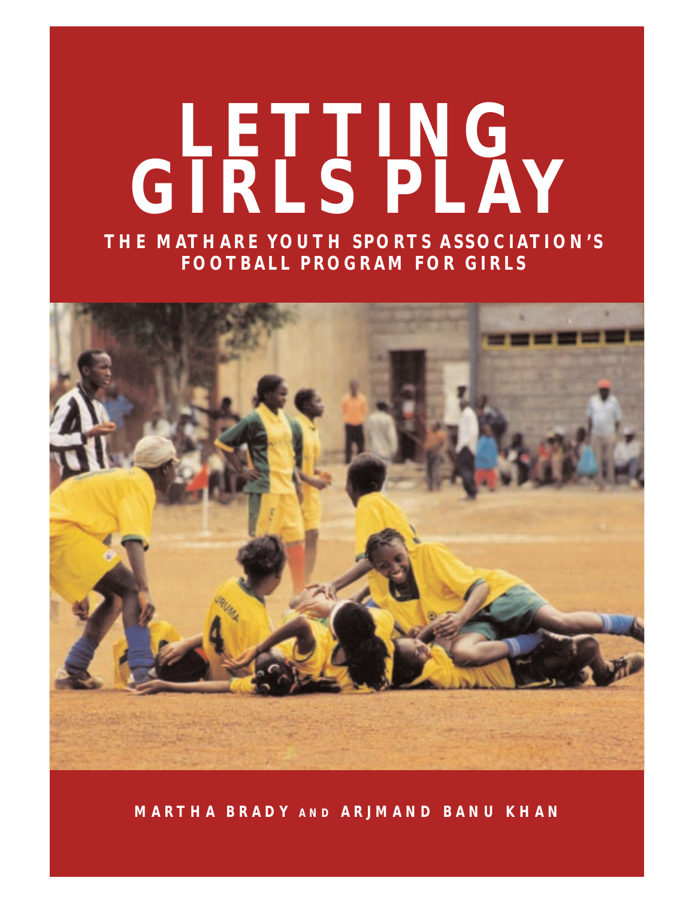# LETTING GIRLS PLAY

## THE MATHARE YOUTH SPORTS ASSOCIATION'S FOOTBALL PROGRAM FOR GIRLS

MARTHA BRADY AND ARJMAND BANU KHAN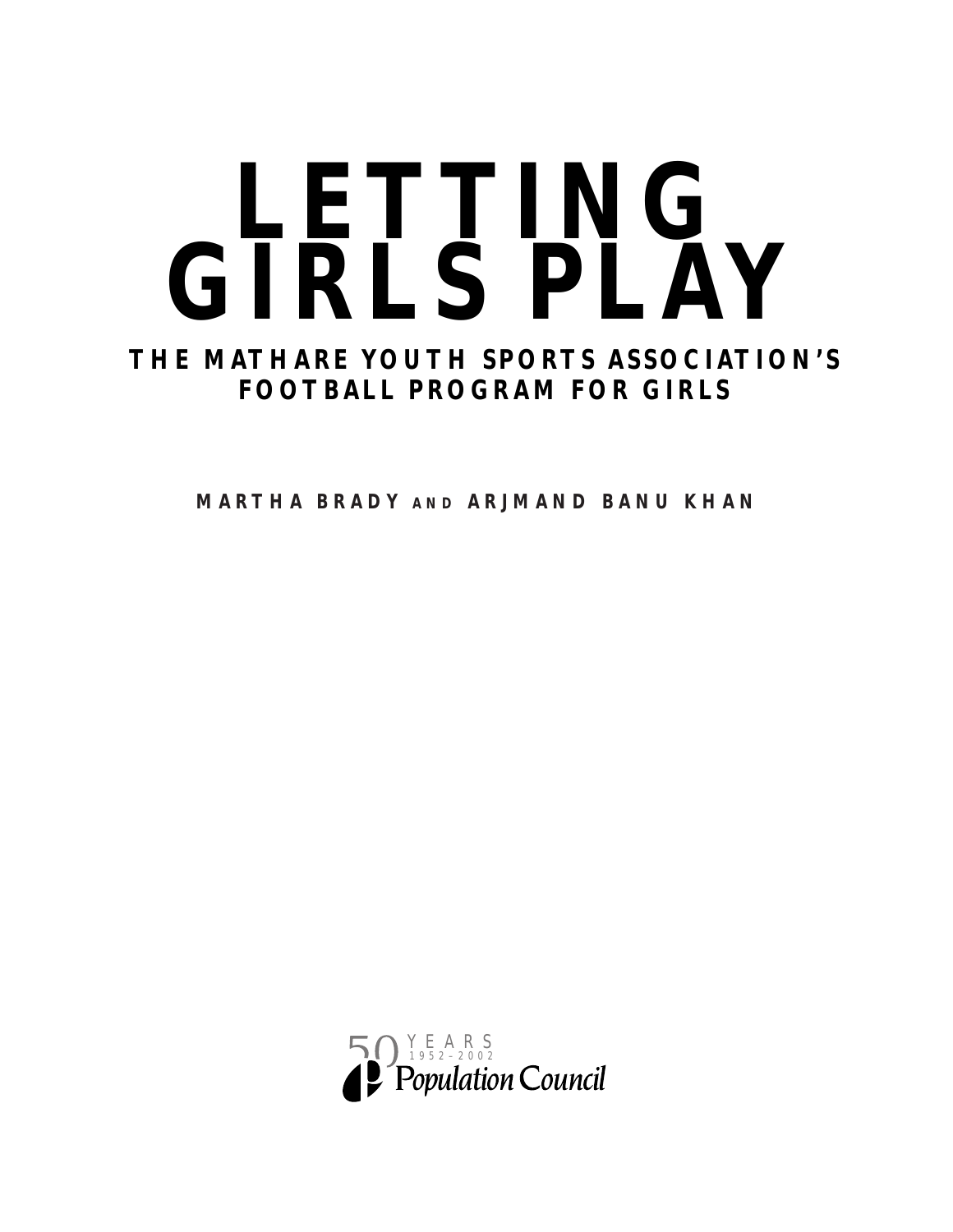# LETTING GIRLS PLAY

## THE MATHARE YOUTH SPORTS ASSOCIATION'S FOOTBALL PROGRAM FOR GIRLS

**MARTHA BRADY AND ARJMAND BANU KHAN**

50 YEARS 1952–2002
Population Council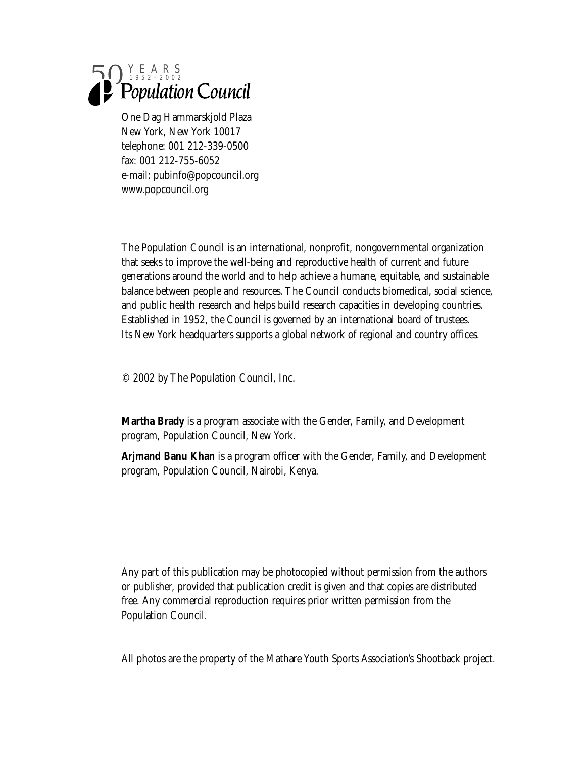50 YEARS 1952–2002

**Population Council**

One Dag Hammarskjold Plaza
New York, New York 10017
telephone: 001 212-339-0500
fax: 001 212-755-6052
e-mail: pubinfo@popcouncil.org
www.popcouncil.org

The Population Council is an international, nonprofit, nongovernmental organization that seeks to improve the well-being and reproductive health of current and future generations around the world and to help achieve a humane, equitable, and sustainable balance between people and resources. The Council conducts biomedical, social science, and public health research and helps build research capacities in developing countries. Established in 1952, the Council is governed by an international board of trustees. Its New York headquarters supports a global network of regional and country offices.

© 2002 by The Population Council, Inc.

**Martha Brady** is a program associate with the Gender, Family, and Development program, Population Council, New York.

**Arjmand Banu Khan** is a program officer with the Gender, Family, and Development program, Population Council, Nairobi, Kenya.

Any part of this publication may be photocopied without permission from the authors or publisher, provided that publication credit is given and that copies are distributed free. Any commercial reproduction requires prior written permission from the Population Council.

All photos are the property of the Mathare Youth Sports Association's Shootback project.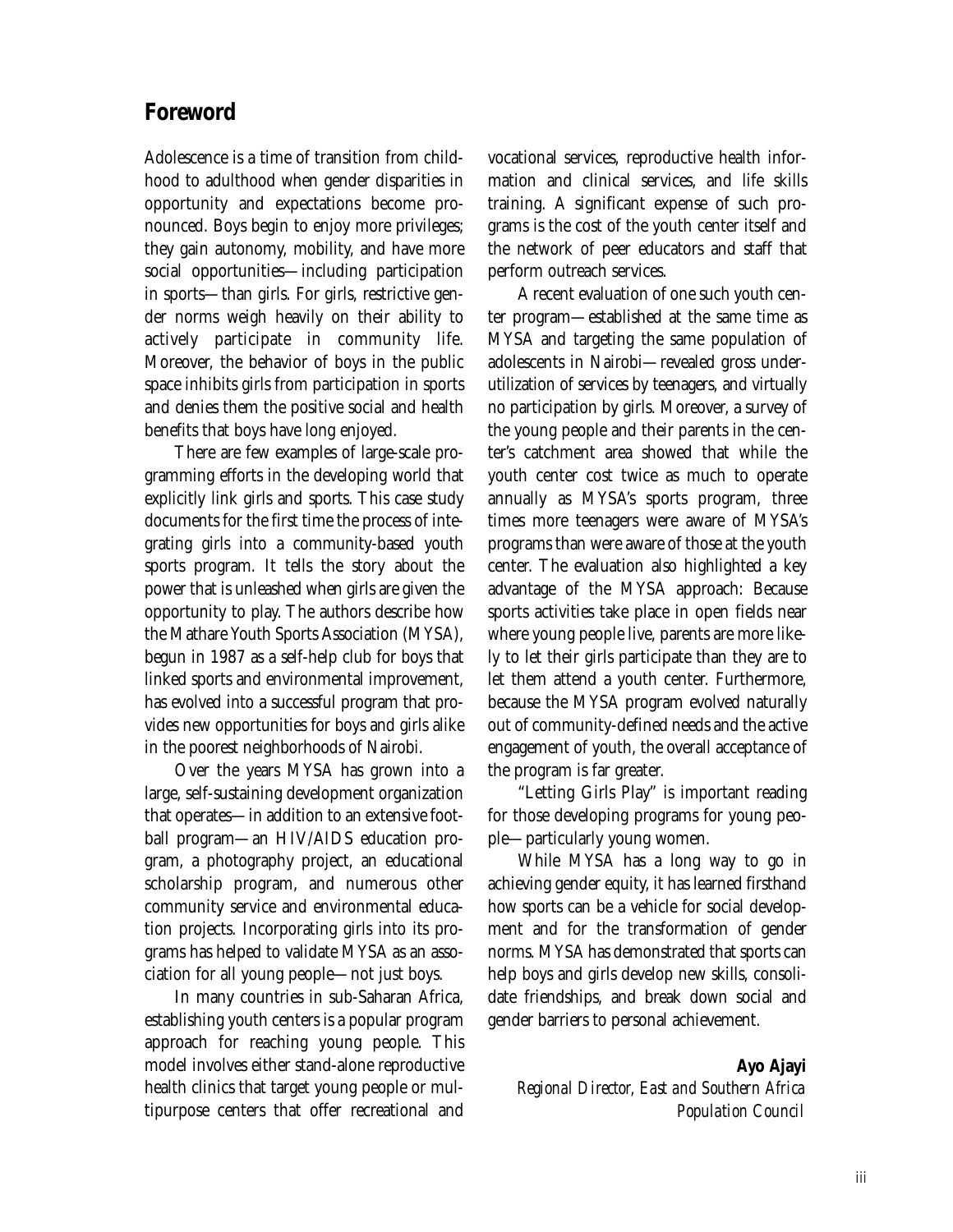## Foreword

Adolescence is a time of transition from childhood to adulthood when gender disparities in opportunity and expectations become pronounced. Boys begin to enjoy more privileges; they gain autonomy, mobility, and have more social opportunities—including participation in sports—than girls. For girls, restrictive gender norms weigh heavily on their ability to actively participate in community life. Moreover, the behavior of boys in the public space inhibits girls from participation in sports and denies them the positive social and health benefits that boys have long enjoyed.

There are few examples of large-scale programming efforts in the developing world that explicitly link girls and sports. This case study documents for the first time the process of integrating girls into a community-based youth sports program. It tells the story about the power that is unleashed when girls are given the opportunity to play. The authors describe how the Mathare Youth Sports Association (MYSA), begun in 1987 as a self-help club for boys that linked sports and environmental improvement, has evolved into a successful program that provides new opportunities for boys and girls alike in the poorest neighborhoods of Nairobi.

Over the years MYSA has grown into a large, self-sustaining development organization that operates—in addition to an extensive football program—an HIV/AIDS education program, a photography project, an educational scholarship program, and numerous other community service and environmental education projects. Incorporating girls into its programs has helped to validate MYSA as an association for all young people—not just boys.

In many countries in sub-Saharan Africa, establishing youth centers is a popular program approach for reaching young people. This model involves either stand-alone reproductive health clinics that target young people or multipurpose centers that offer recreational and vocational services, reproductive health information and clinical services, and life skills training. A significant expense of such programs is the cost of the youth center itself and the network of peer educators and staff that perform outreach services.

A recent evaluation of one such youth center program—established at the same time as MYSA and targeting the same population of adolescents in Nairobi—revealed gross underutilization of services by teenagers, and virtually no participation by girls. Moreover, a survey of the young people and their parents in the center's catchment area showed that while the youth center cost twice as much to operate annually as MYSA's sports program, three times more teenagers were aware of MYSA's programs than were aware of those at the youth center. The evaluation also highlighted a key advantage of the MYSA approach: Because sports activities take place in open fields near where young people live, parents are more likely to let their girls participate than they are to let them attend a youth center. Furthermore, because the MYSA program evolved naturally out of community-defined needs and the active engagement of youth, the overall acceptance of the program is far greater.

"Letting Girls Play" is important reading for those developing programs for young people—particularly young women.

While MYSA has a long way to go in achieving gender equity, it has learned firsthand how sports can be a vehicle for social development and for the transformation of gender norms. MYSA has demonstrated that sports can help boys and girls develop new skills, consolidate friendships, and break down social and gender barriers to personal achievement.

**Ayo Ajayi**
*Regional Director, East and Southern Africa*
*Population Council*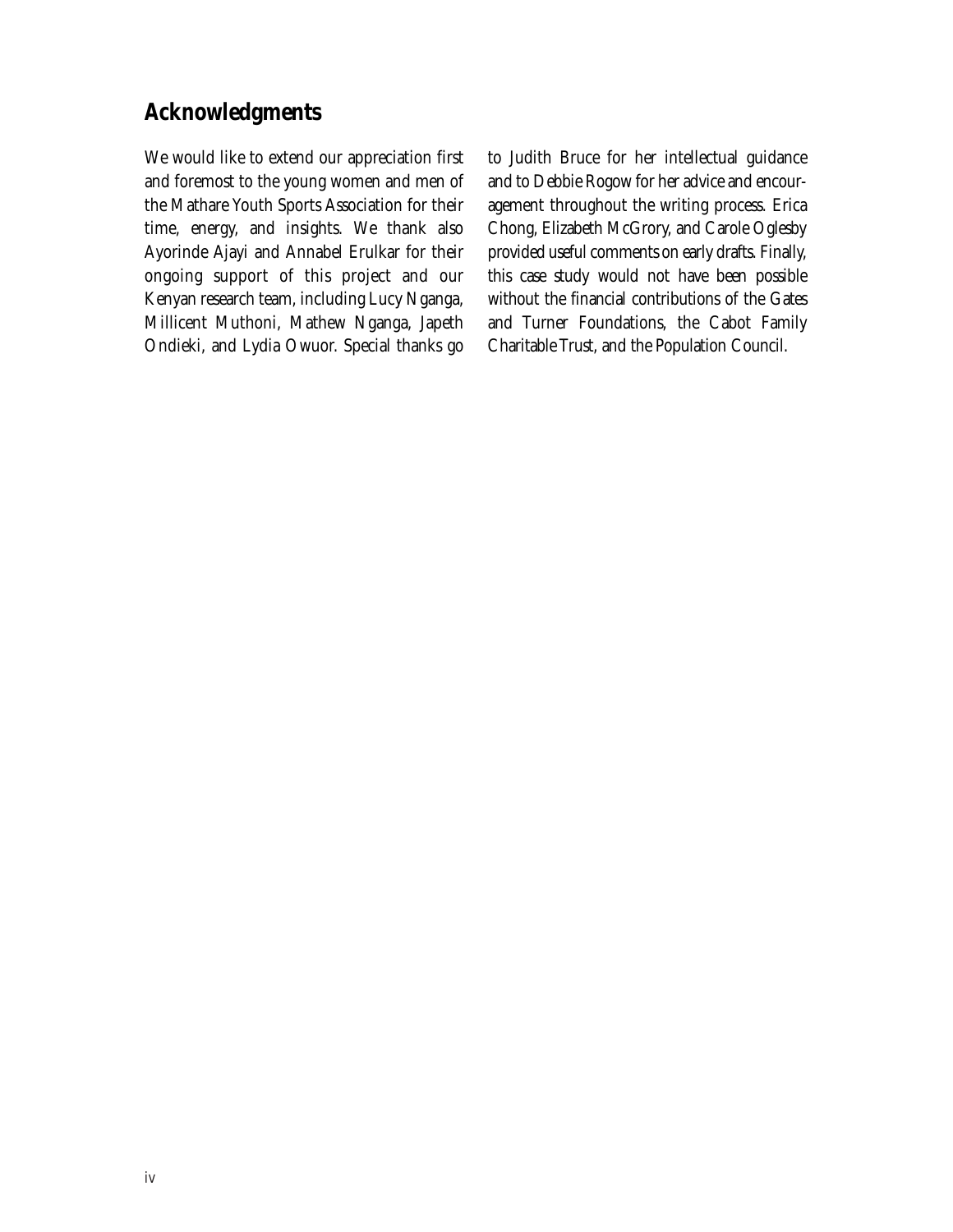## Acknowledgments

We would like to extend our appreciation first and foremost to the young women and men of the Mathare Youth Sports Association for their time, energy, and insights. We thank also Ayorinde Ajayi and Annabel Erulkar for their ongoing support of this project and our Kenyan research team, including Lucy Nganga, Millicent Muthoni, Mathew Nganga, Japeth Ondieki, and Lydia Owuor. Special thanks go to Judith Bruce for her intellectual guidance and to Debbie Rogow for her advice and encouragement throughout the writing process. Erica Chong, Elizabeth McGrory, and Carole Oglesby provided useful comments on early drafts. Finally, this case study would not have been possible without the financial contributions of the Gates and Turner Foundations, the Cabot Family Charitable Trust, and the Population Council.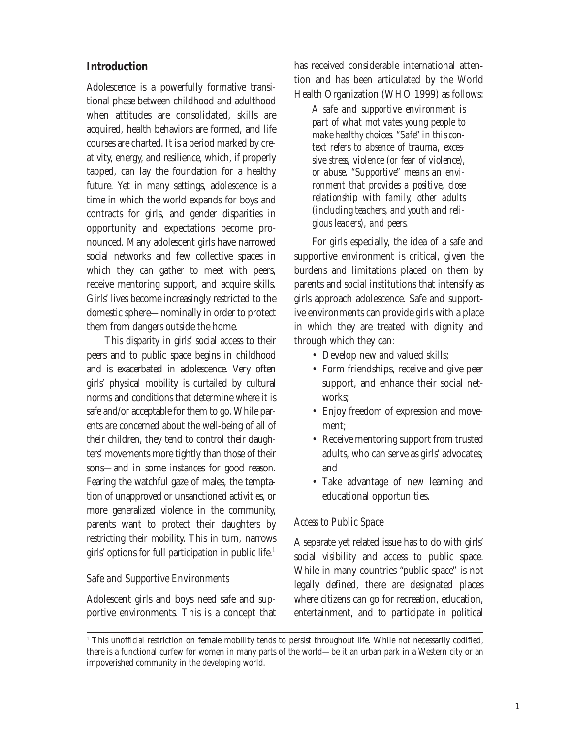## Introduction

Adolescence is a powerfully formative transitional phase between childhood and adulthood when attitudes are consolidated, skills are acquired, health behaviors are formed, and life courses are charted. It is a period marked by creativity, energy, and resilience, which, if properly tapped, can lay the foundation for a healthy future. Yet in many settings, adolescence is a time in which the world expands for boys and contracts for girls, and gender disparities in opportunity and expectations become pronounced. Many adolescent girls have narrowed social networks and few collective spaces in which they can gather to meet with peers, receive mentoring support, and acquire skills. Girls' lives become increasingly restricted to the domestic sphere—nominally in order to protect them from dangers outside the home.

This disparity in girls' social access to their peers and to public space begins in childhood and is exacerbated in adolescence. Very often girls' physical mobility is curtailed by cultural norms and conditions that determine where it is safe and/or acceptable for them to go. While parents are concerned about the well-being of all of their children, they tend to control their daughters' movements more tightly than those of their sons—and in some instances for good reason. Fearing the watchful gaze of males, the temptation of unapproved or unsanctioned activities, or more generalized violence in the community, parents want to protect their daughters by restricting their mobility. This in turn, narrows girls' options for full participation in public life.[1]

### *Safe and Supportive Environments*

Adolescent girls and boys need safe and supportive environments. This is a concept that has received considerable international attention and has been articulated by the World Health Organization (WHO 1999) as follows:

> *A safe and supportive environment is part of what motivates young people to make healthy choices. "Safe" in this context refers to absence of trauma, excessive stress, violence (or fear of violence), or abuse. "Supportive" means an environment that provides a positive, close relationship with family, other adults (including teachers, and youth and religious leaders), and peers.*

For girls especially, the idea of a safe and supportive environment is critical, given the burdens and limitations placed on them by parents and social institutions that intensify as girls approach adolescence. Safe and supportive environments can provide girls with a place in which they are treated with dignity and through which they can:

- Develop new and valued skills;
- Form friendships, receive and give peer support, and enhance their social networks;
- Enjoy freedom of expression and movement;
- Receive mentoring support from trusted adults, who can serve as girls' advocates; and
- Take advantage of new learning and educational opportunities.

### *Access to Public Space*

A separate yet related issue has to do with girls' social visibility and access to public space. While in many countries "public space" is not legally defined, there are designated places where citizens can go for recreation, education, entertainment, and to participate in political

[1] This unofficial restriction on female mobility tends to persist throughout life. While not necessarily codified, there is a functional curfew for women in many parts of the world—be it an urban park in a Western city or an impoverished community in the developing world.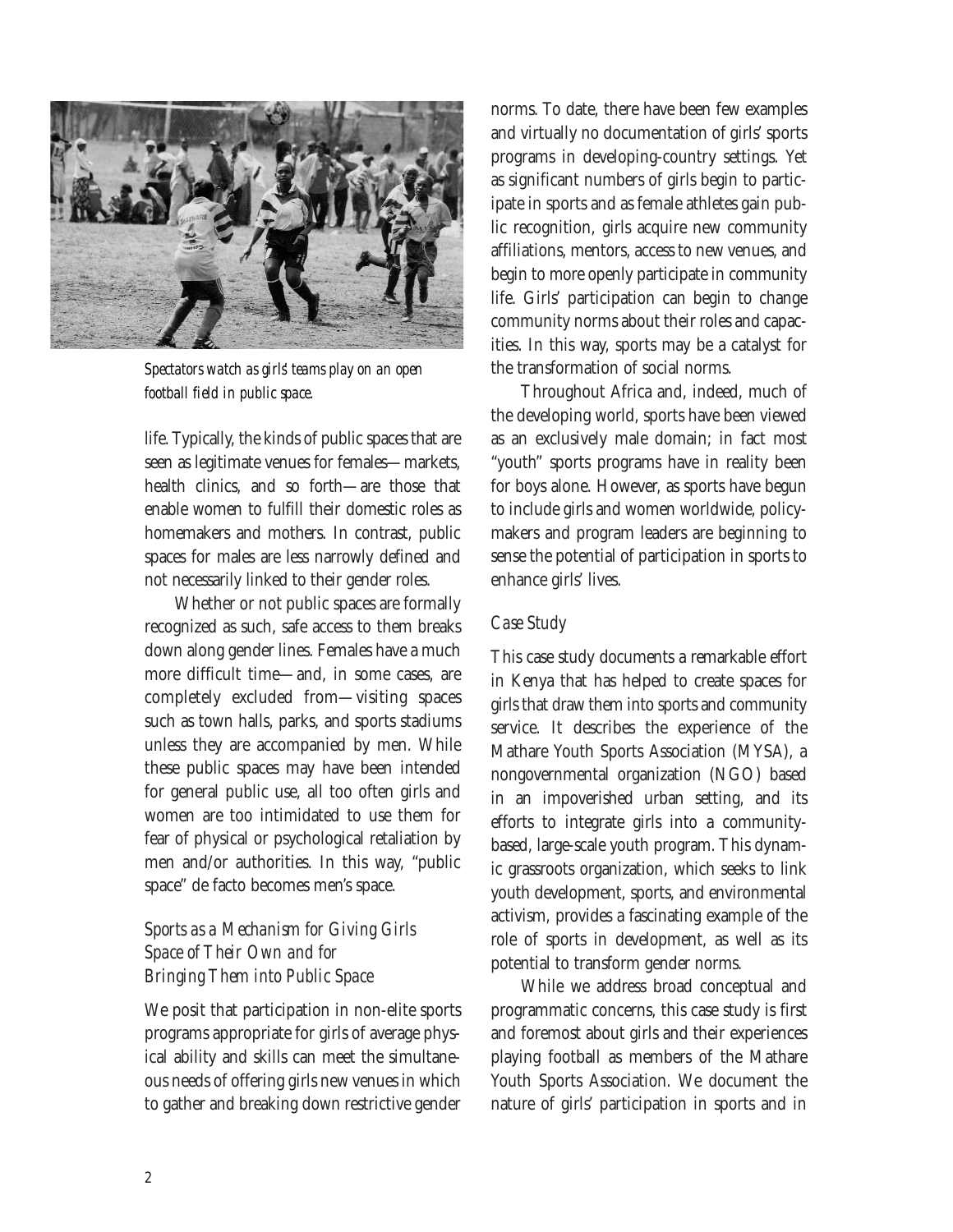Spectators watch as girls' teams play on an open football field in public space.

life. Typically, the kinds of public spaces that are seen as legitimate venues for females—markets, health clinics, and so forth—are those that enable women to fulfill their domestic roles as homemakers and mothers. In contrast, public spaces for males are less narrowly defined and not necessarily linked to their gender roles.

Whether or not public spaces are formally recognized as such, safe access to them breaks down along gender lines. Females have a much more difficult time—and, in some cases, are completely excluded from—visiting spaces such as town halls, parks, and sports stadiums unless they are accompanied by men. While these public spaces may have been intended for general public use, all too often girls and women are too intimidated to use them for fear of physical or psychological retaliation by men and/or authorities. In this way, "public space" de facto becomes men's space.

### *Sports as a Mechanism for Giving Girls Space of Their Own and for Bringing Them into Public Space*

We posit that participation in non-elite sports programs appropriate for girls of average physical ability and skills can meet the simultaneous needs of offering girls new venues in which to gather and breaking down restrictive gender norms. To date, there have been few examples and virtually no documentation of girls' sports programs in developing-country settings. Yet as significant numbers of girls begin to participate in sports and as female athletes gain public recognition, girls acquire new community affiliations, mentors, access to new venues, and begin to more openly participate in community life. Girls' participation can begin to change community norms about their roles and capacities. In this way, sports may be a catalyst for the transformation of social norms.

Throughout Africa and, indeed, much of the developing world, sports have been viewed as an exclusively male domain; in fact most "youth" sports programs have in reality been for boys alone. However, as sports have begun to include girls and women worldwide, policymakers and program leaders are beginning to sense the potential of participation in sports to enhance girls' lives.

### *Case Study*

This case study documents a remarkable effort in Kenya that has helped to create spaces for girls that draw them into sports and community service. It describes the experience of the Mathare Youth Sports Association (MYSA), a nongovernmental organization (NGO) based in an impoverished urban setting, and its efforts to integrate girls into a community-based, large-scale youth program. This dynamic grassroots organization, which seeks to link youth development, sports, and environmental activism, provides a fascinating example of the role of sports in development, as well as its potential to transform gender norms.

While we address broad conceptual and programmatic concerns, this case study is first and foremost about girls and their experiences playing football as members of the Mathare Youth Sports Association. We document the nature of girls' participation in sports and in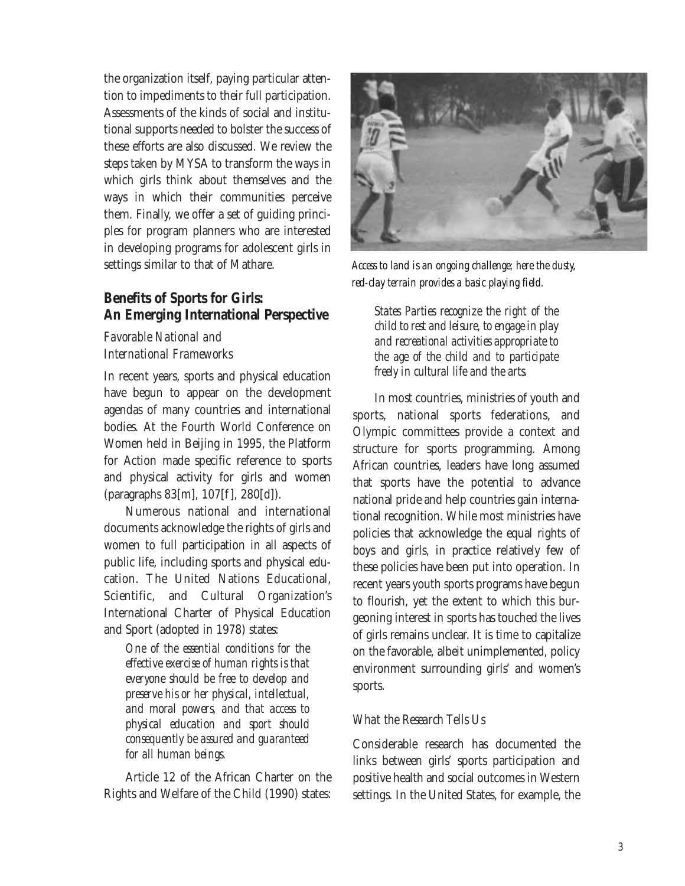the organization itself, paying particular attention to impediments to their full participation. Assessments of the kinds of social and institutional supports needed to bolster the success of these efforts are also discussed. We review the steps taken by MYSA to transform the ways in which girls think about themselves and the ways in which their communities perceive them. Finally, we offer a set of guiding principles for program planners who are interested in developing programs for adolescent girls in settings similar to that of Mathare.

*Access to land is an ongoing challenge; here the dusty, red-clay terrain provides a basic playing field.*

## Benefits of Sports for Girls: An Emerging International Perspective

### *Favorable National and International Frameworks*

In recent years, sports and physical education have begun to appear on the development agendas of many countries and international bodies. At the Fourth World Conference on Women held in Beijing in 1995, the Platform for Action made specific reference to sports and physical activity for girls and women (paragraphs 83[m], 107[f], 280[d]).

Numerous national and international documents acknowledge the rights of girls and women to full participation in all aspects of public life, including sports and physical education. The United Nations Educational, Scientific, and Cultural Organization's International Charter of Physical Education and Sport (adopted in 1978) states:

> *One of the essential conditions for the effective exercise of human rights is that everyone should be free to develop and preserve his or her physical, intellectual, and moral powers, and that access to physical education and sport should consequently be assured and guaranteed for all human beings.*

Article 12 of the African Charter on the Rights and Welfare of the Child (1990) states:

> *States Parties recognize the right of the child to rest and leisure, to engage in play and recreational activities appropriate to the age of the child and to participate freely in cultural life and the arts.*

In most countries, ministries of youth and sports, national sports federations, and Olympic committees provide a context and structure for sports programming. Among African countries, leaders have long assumed that sports have the potential to advance national pride and help countries gain international recognition. While most ministries have policies that acknowledge the equal rights of boys and girls, in practice relatively few of these policies have been put into operation. In recent years youth sports programs have begun to flourish, yet the extent to which this burgeoning interest in sports has touched the lives of girls remains unclear. It is time to capitalize on the favorable, albeit unimplemented, policy environment surrounding girls' and women's sports.

### *What the Research Tells Us*

Considerable research has documented the links between girls' sports participation and positive health and social outcomes in Western settings. In the United States, for example, the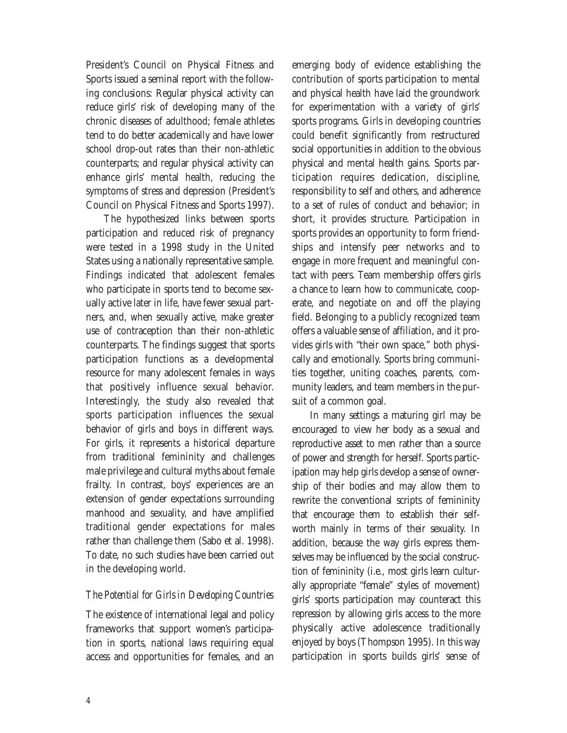President's Council on Physical Fitness and Sports issued a seminal report with the following conclusions: Regular physical activity can reduce girls' risk of developing many of the chronic diseases of adulthood; female athletes tend to do better academically and have lower school drop-out rates than their non-athletic counterparts; and regular physical activity can enhance girls' mental health, reducing the symptoms of stress and depression (President's Council on Physical Fitness and Sports 1997).

The hypothesized links between sports participation and reduced risk of pregnancy were tested in a 1998 study in the United States using a nationally representative sample. Findings indicated that adolescent females who participate in sports tend to become sexually active later in life, have fewer sexual partners, and, when sexually active, make greater use of contraception than their non-athletic counterparts. The findings suggest that sports participation functions as a developmental resource for many adolescent females in ways that positively influence sexual behavior. Interestingly, the study also revealed that sports participation influences the sexual behavior of girls and boys in different ways. For girls, it represents a historical departure from traditional femininity and challenges male privilege and cultural myths about female frailty. In contrast, boys' experiences are an extension of gender expectations surrounding manhood and sexuality, and have amplified traditional gender expectations for males rather than challenge them (Sabo et al. 1998). To date, no such studies have been carried out in the developing world.

### *The Potential for Girls in Developing Countries*

The existence of international legal and policy frameworks that support women's participation in sports, national laws requiring equal access and opportunities for females, and an emerging body of evidence establishing the contribution of sports participation to mental and physical health have laid the groundwork for experimentation with a variety of girls' sports programs. Girls in developing countries could benefit significantly from restructured social opportunities in addition to the obvious physical and mental health gains. Sports participation requires dedication, discipline, responsibility to self and others, and adherence to a set of rules of conduct and behavior; in short, it provides structure. Participation in sports provides an opportunity to form friendships and intensify peer networks and to engage in more frequent and meaningful contact with peers. Team membership offers girls a chance to learn how to communicate, cooperate, and negotiate on and off the playing field. Belonging to a publicly recognized team offers a valuable sense of affiliation, and it provides girls with "their own space," both physically and emotionally. Sports bring communities together, uniting coaches, parents, community leaders, and team members in the pursuit of a common goal.

In many settings a maturing girl may be encouraged to view her body as a sexual and reproductive asset to men rather than a source of power and strength for herself. Sports participation may help girls develop a sense of ownership of their bodies and may allow them to rewrite the conventional scripts of femininity that encourage them to establish their self-worth mainly in terms of their sexuality. In addition, because the way girls express themselves may be influenced by the social construction of femininity (i.e., most girls learn culturally appropriate "female" styles of movement) girls' sports participation may counteract this repression by allowing girls access to the more physically active adolescence traditionally enjoyed by boys (Thompson 1995). In this way participation in sports builds girls' sense of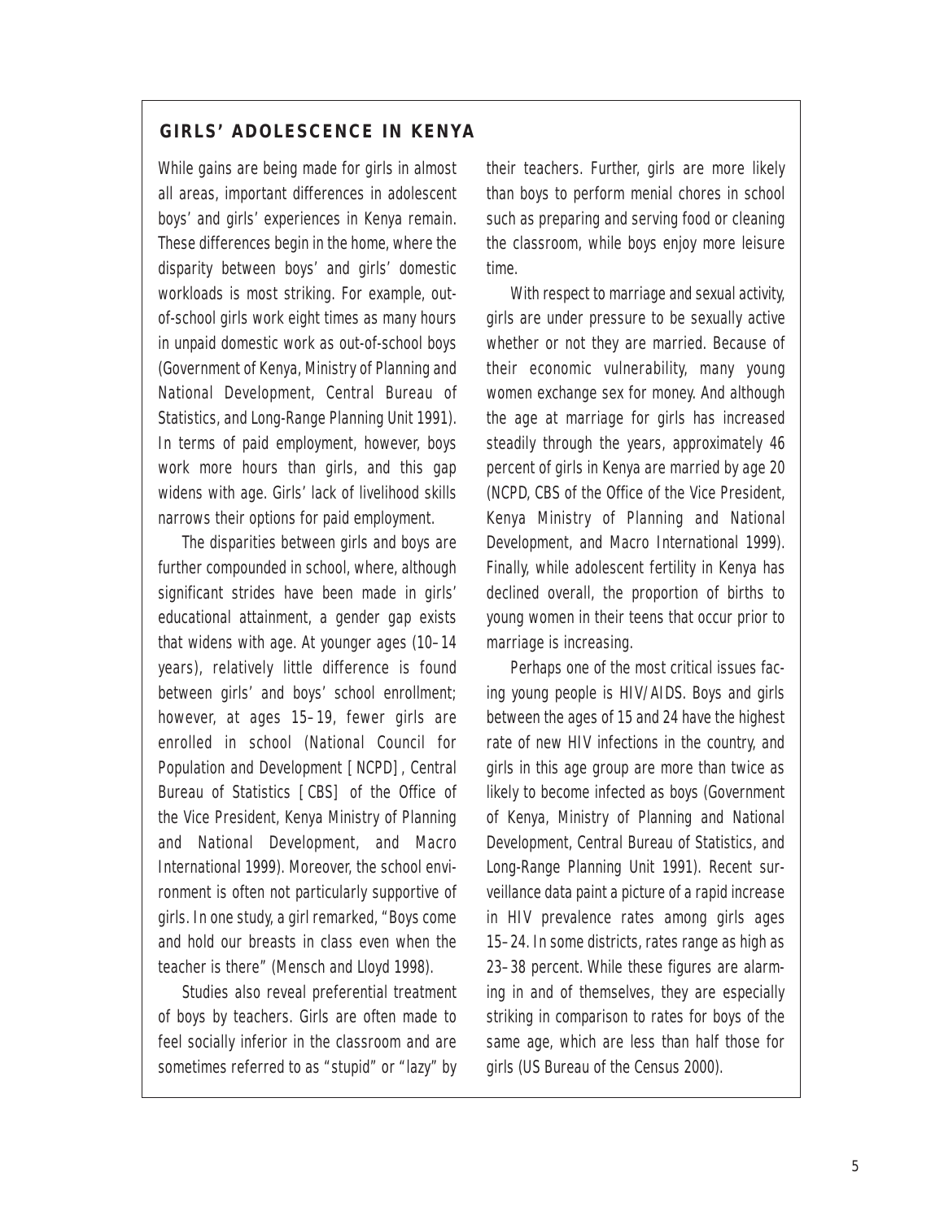## GIRLS' ADOLESCENCE IN KENYA

While gains are being made for girls in almost all areas, important differences in adolescent boys' and girls' experiences in Kenya remain. These differences begin in the home, where the disparity between boys' and girls' domestic workloads is most striking. For example, out-of-school girls work eight times as many hours in unpaid domestic work as out-of-school boys (Government of Kenya, Ministry of Planning and National Development, Central Bureau of Statistics, and Long-Range Planning Unit 1991). In terms of paid employment, however, boys work more hours than girls, and this gap widens with age. Girls' lack of livelihood skills narrows their options for paid employment.

The disparities between girls and boys are further compounded in school, where, although significant strides have been made in girls' educational attainment, a gender gap exists that widens with age. At younger ages (10–14 years), relatively little difference is found between girls' and boys' school enrollment; however, at ages 15–19, fewer girls are enrolled in school (National Council for Population and Development [NCPD], Central Bureau of Statistics [CBS] of the Office of the Vice President, Kenya Ministry of Planning and National Development, and Macro International 1999). Moreover, the school environment is often not particularly supportive of girls. In one study, a girl remarked, "Boys come and hold our breasts in class even when the teacher is there" (Mensch and Lloyd 1998).

Studies also reveal preferential treatment of boys by teachers. Girls are often made to feel socially inferior in the classroom and are sometimes referred to as "stupid" or "lazy" by their teachers. Further, girls are more likely than boys to perform menial chores in school such as preparing and serving food or cleaning the classroom, while boys enjoy more leisure time.

With respect to marriage and sexual activity, girls are under pressure to be sexually active whether or not they are married. Because of their economic vulnerability, many young women exchange sex for money. And although the age at marriage for girls has increased steadily through the years, approximately 46 percent of girls in Kenya are married by age 20 (NCPD, CBS of the Office of the Vice President, Kenya Ministry of Planning and National Development, and Macro International 1999). Finally, while adolescent fertility in Kenya has declined overall, the proportion of births to young women in their teens that occur prior to marriage is increasing.

Perhaps one of the most critical issues facing young people is HIV/AIDS. Boys and girls between the ages of 15 and 24 have the highest rate of new HIV infections in the country, and girls in this age group are more than twice as likely to become infected as boys (Government of Kenya, Ministry of Planning and National Development, Central Bureau of Statistics, and Long-Range Planning Unit 1991). Recent surveillance data paint a picture of a rapid increase in HIV prevalence rates among girls ages 15–24. In some districts, rates range as high as 23–38 percent. While these figures are alarming in and of themselves, they are especially striking in comparison to rates for boys of the same age, which are less than half those for girls (US Bureau of the Census 2000).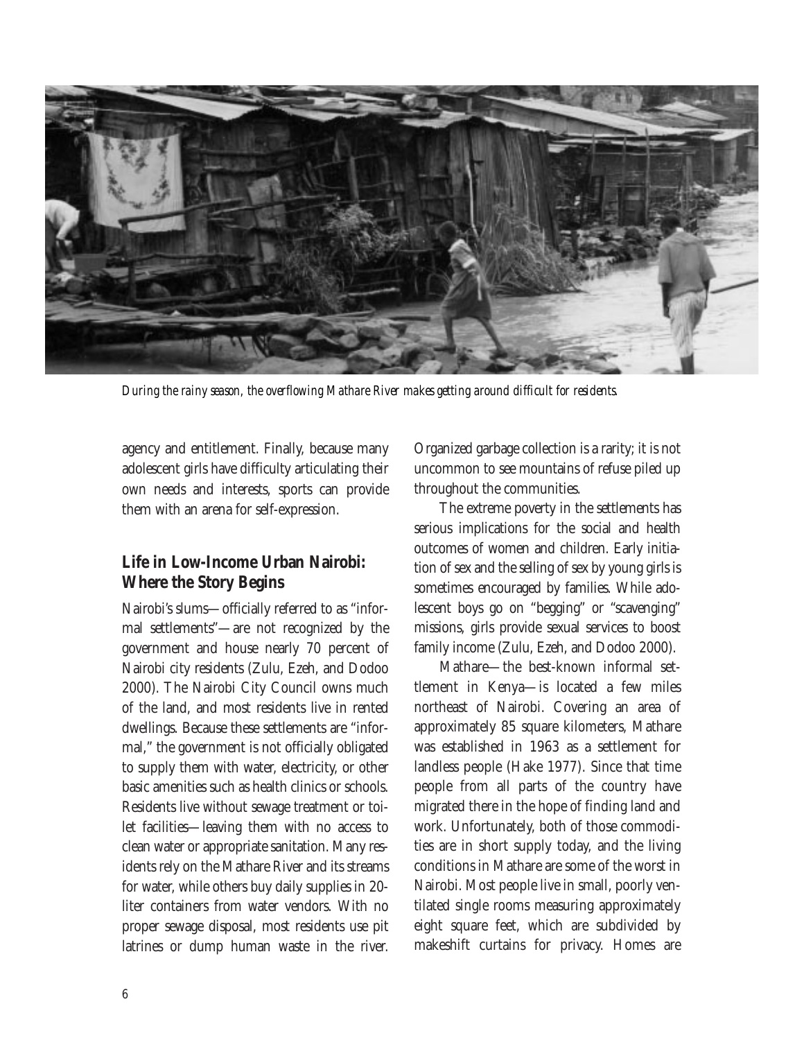*During the rainy season, the overflowing Mathare River makes getting around difficult for residents.*

agency and entitlement. Finally, because many adolescent girls have difficulty articulating their own needs and interests, sports can provide them with an arena for self-expression.

## Life in Low-Income Urban Nairobi: Where the Story Begins

Nairobi's slums—officially referred to as "informal settlements"—are not recognized by the government and house nearly 70 percent of Nairobi city residents (Zulu, Ezeh, and Dodoo 2000). The Nairobi City Council owns much of the land, and most residents live in rented dwellings. Because these settlements are "informal," the government is not officially obligated to supply them with water, electricity, or other basic amenities such as health clinics or schools. Residents live without sewage treatment or toilet facilities—leaving them with no access to clean water or appropriate sanitation. Many residents rely on the Mathare River and its streams for water, while others buy daily supplies in 20-liter containers from water vendors. With no proper sewage disposal, most residents use pit latrines or dump human waste in the river. Organized garbage collection is a rarity; it is not uncommon to see mountains of refuse piled up throughout the communities.

The extreme poverty in the settlements has serious implications for the social and health outcomes of women and children. Early initiation of sex and the selling of sex by young girls is sometimes encouraged by families. While adolescent boys go on "begging" or "scavenging" missions, girls provide sexual services to boost family income (Zulu, Ezeh, and Dodoo 2000).

Mathare—the best-known informal settlement in Kenya—is located a few miles northeast of Nairobi. Covering an area of approximately 85 square kilometers, Mathare was established in 1963 as a settlement for landless people (Hake 1977). Since that time people from all parts of the country have migrated there in the hope of finding land and work. Unfortunately, both of those commodities are in short supply today, and the living conditions in Mathare are some of the worst in Nairobi. Most people live in small, poorly ventilated single rooms measuring approximately eight square feet, which are subdivided by makeshift curtains for privacy. Homes are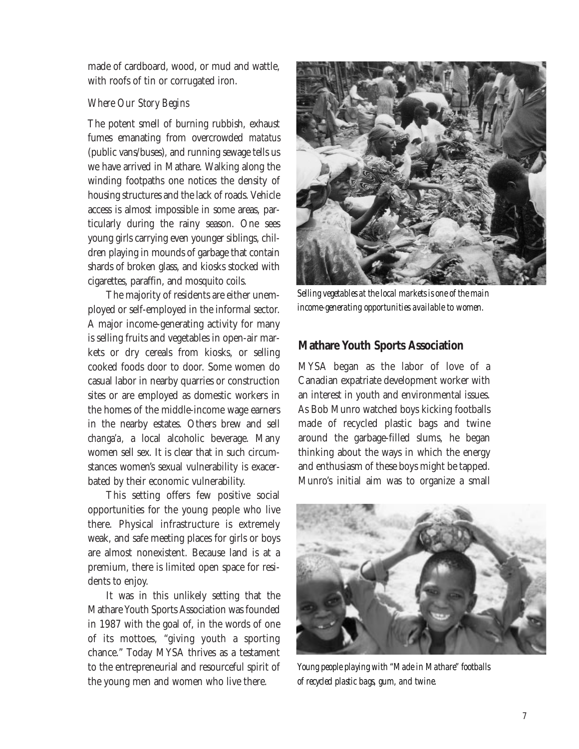made of cardboard, wood, or mud and wattle, with roofs of tin or corrugated iron.

*Where Our Story Begins*

The potent smell of burning rubbish, exhaust fumes emanating from overcrowded *matatus* (public vans/buses), and running sewage tells us we have arrived in Mathare. Walking along the winding footpaths one notices the density of housing structures and the lack of roads. Vehicle access is almost impossible in some areas, particularly during the rainy season. One sees young girls carrying even younger siblings, children playing in mounds of garbage that contain shards of broken glass, and kiosks stocked with cigarettes, paraffin, and mosquito coils.

The majority of residents are either unemployed or self-employed in the informal sector. A major income-generating activity for many is selling fruits and vegetables in open-air markets or dry cereals from kiosks, or selling cooked foods door to door. Some women do casual labor in nearby quarries or construction sites or are employed as domestic workers in the homes of the middle-income wage earners in the nearby estates. Others brew and sell *changa'a*, a local alcoholic beverage. Many women sell sex. It is clear that in such circumstances women's sexual vulnerability is exacerbated by their economic vulnerability.

This setting offers few positive social opportunities for the young people who live there. Physical infrastructure is extremely weak, and safe meeting places for girls or boys are almost nonexistent. Because land is at a premium, there is limited open space for residents to enjoy.

It was in this unlikely setting that the Mathare Youth Sports Association was founded in 1987 with the goal of, in the words of one of its mottoes, "giving youth a sporting chance." Today MYSA thrives as a testament to the entrepreneurial and resourceful spirit of the young men and women who live there.

*Selling vegetables at the local markets is one of the main income-generating opportunities available to women.*

## Mathare Youth Sports Association

MYSA began as the labor of love of a Canadian expatriate development worker with an interest in youth and environmental issues. As Bob Munro watched boys kicking footballs made of recycled plastic bags and twine around the garbage-filled slums, he began thinking about the ways in which the energy and enthusiasm of these boys might be tapped. Munro's initial aim was to organize a small

*Young people playing with "Made in Mathare" footballs of recycled plastic bags, gum, and twine.*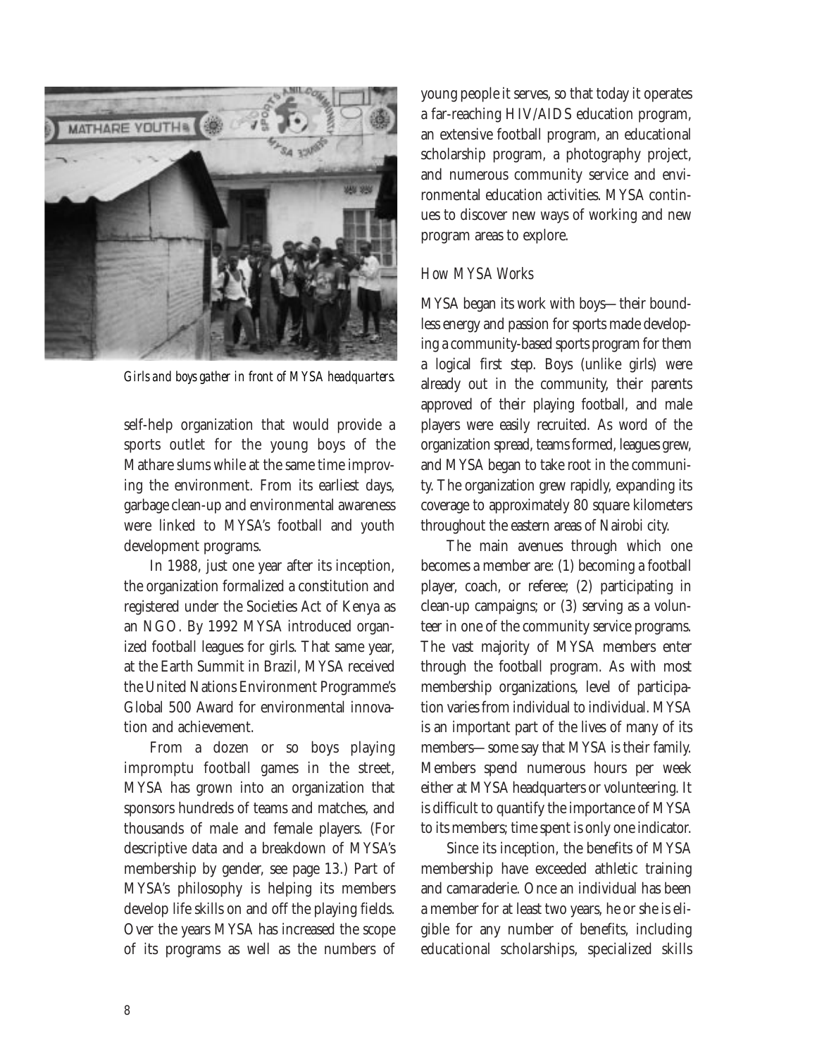Girls and boys gather in front of MYSA headquarters.

self-help organization that would provide a sports outlet for the young boys of the Mathare slums while at the same time improving the environment. From its earliest days, garbage clean-up and environmental awareness were linked to MYSA's football and youth development programs.

In 1988, just one year after its inception, the organization formalized a constitution and registered under the Societies Act of Kenya as an NGO. By 1992 MYSA introduced organized football leagues for girls. That same year, at the Earth Summit in Brazil, MYSA received the United Nations Environment Programme's Global 500 Award for environmental innovation and achievement.

From a dozen or so boys playing impromptu football games in the street, MYSA has grown into an organization that sponsors hundreds of teams and matches, and thousands of male and female players. (For descriptive data and a breakdown of MYSA's membership by gender, see page 13.) Part of MYSA's philosophy is helping its members develop life skills on and off the playing fields. Over the years MYSA has increased the scope of its programs as well as the numbers of young people it serves, so that today it operates a far-reaching HIV/AIDS education program, an extensive football program, an educational scholarship program, a photography project, and numerous community service and environmental education activities. MYSA continues to discover new ways of working and new program areas to explore.

### How MYSA Works

MYSA began its work with boys—their boundless energy and passion for sports made developing a community-based sports program for them a logical first step. Boys (unlike girls) were already out in the community, their parents approved of their playing football, and male players were easily recruited. As word of the organization spread, teams formed, leagues grew, and MYSA began to take root in the community. The organization grew rapidly, expanding its coverage to approximately 80 square kilometers throughout the eastern areas of Nairobi city.

The main avenues through which one becomes a member are: (1) becoming a football player, coach, or referee; (2) participating in clean-up campaigns; or (3) serving as a volunteer in one of the community service programs. The vast majority of MYSA members enter through the football program. As with most membership organizations, level of participation varies from individual to individual. MYSA is an important part of the lives of many of its members—some say that MYSA is their family. Members spend numerous hours per week either at MYSA headquarters or volunteering. It is difficult to quantify the importance of MYSA to its members; time spent is only one indicator.

Since its inception, the benefits of MYSA membership have exceeded athletic training and camaraderie. Once an individual has been a member for at least two years, he or she is eligible for any number of benefits, including educational scholarships, specialized skills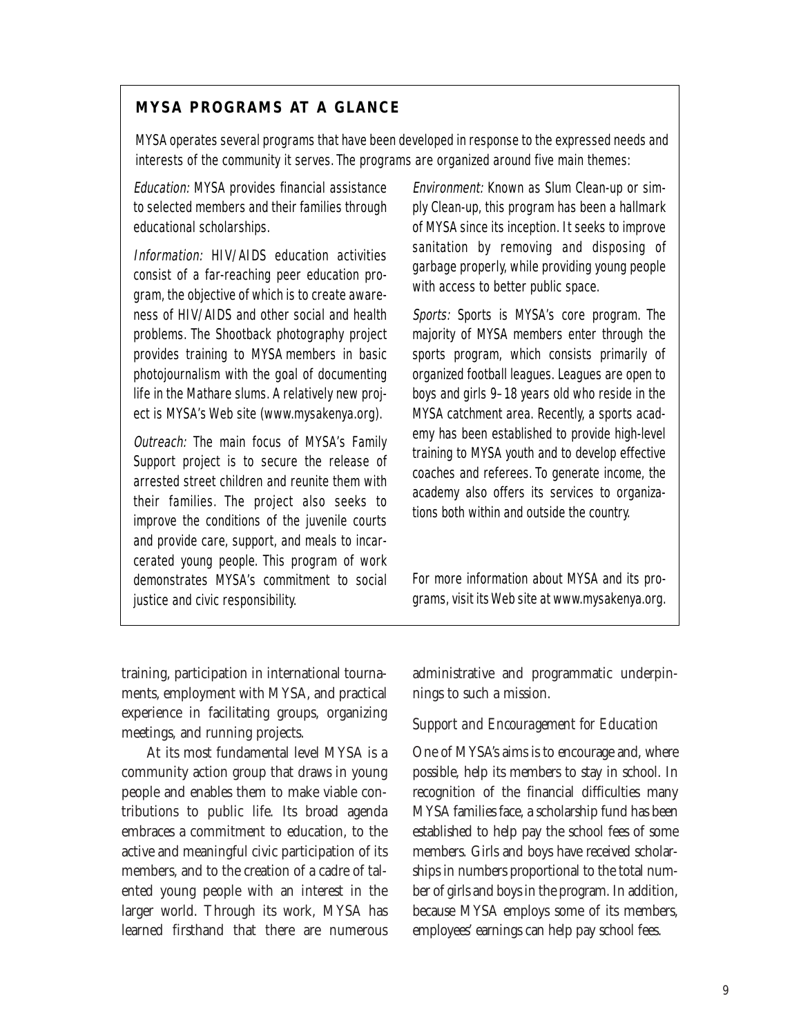### MYSA PROGRAMS AT A GLANCE

MYSA operates several programs that have been developed in response to the expressed needs and interests of the community it serves. The programs are organized around five main themes:

*Education:* MYSA provides financial assistance to selected members and their families through educational scholarships.

*Information:* HIV/AIDS education activities consist of a far-reaching peer education program, the objective of which is to create awareness of HIV/AIDS and other social and health problems. The Shootback photography project provides training to MYSA members in basic photojournalism with the goal of documenting life in the Mathare slums. A relatively new project is MYSA's Web site (www.mysakenya.org).

*Outreach:* The main focus of MYSA's Family Support project is to secure the release of arrested street children and reunite them with their families. The project also seeks to improve the conditions of the juvenile courts and provide care, support, and meals to incarcerated young people. This program of work demonstrates MYSA's commitment to social justice and civic responsibility.

*Environment:* Known as Slum Clean-up or simply Clean-up, this program has been a hallmark of MYSA since its inception. It seeks to improve sanitation by removing and disposing of garbage properly, while providing young people with access to better public space.

*Sports:* Sports is MYSA's core program. The majority of MYSA members enter through the sports program, which consists primarily of organized football leagues. Leagues are open to boys and girls 9–18 years old who reside in the MYSA catchment area. Recently, a sports academy has been established to provide high-level training to MYSA youth and to develop effective coaches and referees. To generate income, the academy also offers its services to organizations both within and outside the country.

For more information about MYSA and its programs, visit its Web site at www.mysakenya.org.

training, participation in international tournaments, employment with MYSA, and practical experience in facilitating groups, organizing meetings, and running projects.

At its most fundamental level MYSA is a community action group that draws in young people and enables them to make viable contributions to public life. Its broad agenda embraces a commitment to education, to the active and meaningful civic participation of its members, and to the creation of a cadre of talented young people with an interest in the larger world. Through its work, MYSA has learned firsthand that there are numerous administrative and programmatic underpinnings to such a mission.

#### *Support and Encouragement for Education*

One of MYSA's aims is to encourage and, where possible, help its members to stay in school. In recognition of the financial difficulties many MYSA families face, a scholarship fund has been established to help pay the school fees of some members. Girls and boys have received scholarships in numbers proportional to the total number of girls and boys in the program. In addition, because MYSA employs some of its members, employees' earnings can help pay school fees.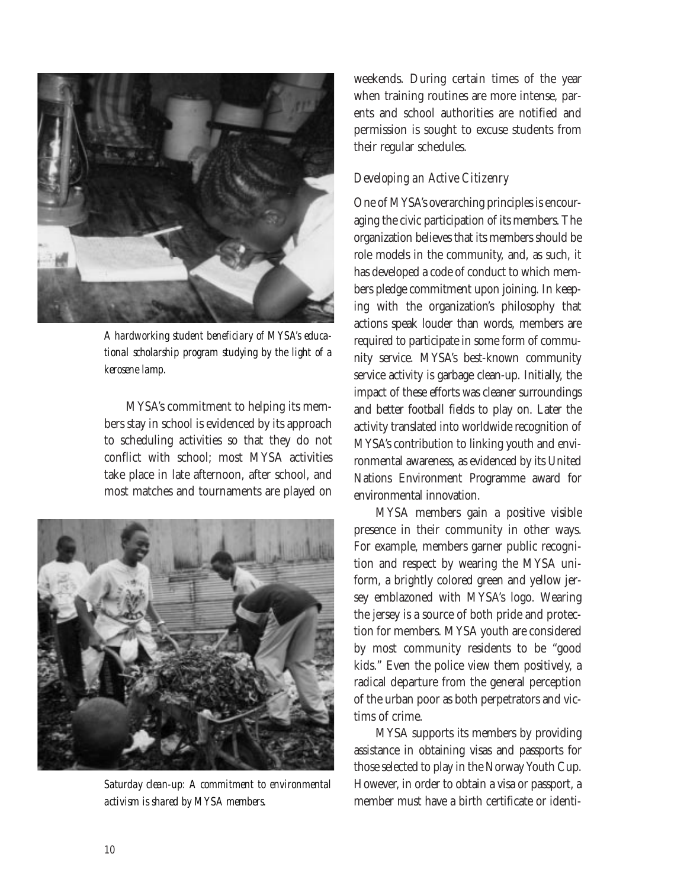*A hardworking student beneficiary of MYSA's educational scholarship program studying by the light of a kerosene lamp.*

MYSA's commitment to helping its members stay in school is evidenced by its approach to scheduling activities so that they do not conflict with school; most MYSA activities take place in late afternoon, after school, and most matches and tournaments are played on weekends. During certain times of the year when training routines are more intense, parents and school authorities are notified and permission is sought to excuse students from their regular schedules.

*Saturday clean-up: A commitment to environmental activism is shared by MYSA members.*

### *Developing an Active Citizenry*

One of MYSA's overarching principles is encouraging the civic participation of its members. The organization believes that its members should be role models in the community, and, as such, it has developed a code of conduct to which members pledge commitment upon joining. In keeping with the organization's philosophy that actions speak louder than words, members are required to participate in some form of community service. MYSA's best-known community service activity is garbage clean-up. Initially, the impact of these efforts was cleaner surroundings and better football fields to play on. Later the activity translated into worldwide recognition of MYSA's contribution to linking youth and environmental awareness, as evidenced by its United Nations Environment Programme award for environmental innovation.

MYSA members gain a positive visible presence in their community in other ways. For example, members garner public recognition and respect by wearing the MYSA uniform, a brightly colored green and yellow jersey emblazoned with MYSA's logo. Wearing the jersey is a source of both pride and protection for members. MYSA youth are considered by most community residents to be "good kids." Even the police view them positively, a radical departure from the general perception of the urban poor as both perpetrators and victims of crime.

MYSA supports its members by providing assistance in obtaining visas and passports for those selected to play in the Norway Youth Cup. However, in order to obtain a visa or passport, a member must have a birth certificate or identi-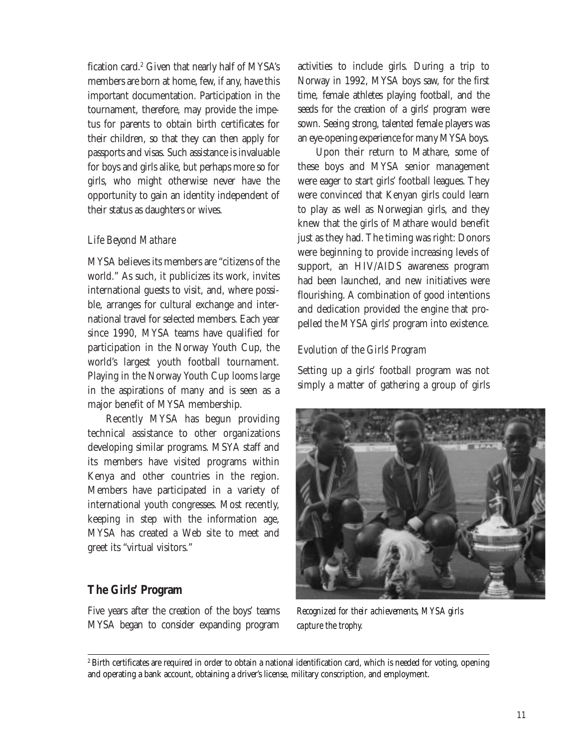fication card.[2] Given that nearly half of MYSA's members are born at home, few, if any, have this important documentation. Participation in the tournament, therefore, may provide the impetus for parents to obtain birth certificates for their children, so that they can then apply for passports and visas. Such assistance is invaluable for boys and girls alike, but perhaps more so for girls, who might otherwise never have the opportunity to gain an identity independent of their status as daughters or wives.

### *Life Beyond Mathare*

MYSA believes its members are "citizens of the world." As such, it publicizes its work, invites international guests to visit, and, where possible, arranges for cultural exchange and international travel for selected members. Each year since 1990, MYSA teams have qualified for participation in the Norway Youth Cup, the world's largest youth football tournament. Playing in the Norway Youth Cup looms large in the aspirations of many and is seen as a major benefit of MYSA membership.

Recently MYSA has begun providing technical assistance to other organizations developing similar programs. MSYA staff and its members have visited programs within Kenya and other countries in the region. Members have participated in a variety of international youth congresses. Most recently, keeping in step with the information age, MYSA has created a Web site to meet and greet its "virtual visitors."

## The Girls' Program

Five years after the creation of the boys' teams MYSA began to consider expanding program activities to include girls. During a trip to Norway in 1992, MYSA boys saw, for the first time, female athletes playing football, and the seeds for the creation of a girls' program were sown. Seeing strong, talented female players was an eye-opening experience for many MYSA boys.

Upon their return to Mathare, some of these boys and MYSA senior management were eager to start girls' football leagues. They were convinced that Kenyan girls could learn to play as well as Norwegian girls, and they knew that the girls of Mathare would benefit just as they had. The timing was right: Donors were beginning to provide increasing levels of support, an HIV/AIDS awareness program had been launched, and new initiatives were flourishing. A combination of good intentions and dedication provided the engine that propelled the MYSA girls' program into existence.

### *Evolution of the Girls' Program*

Setting up a girls' football program was not simply a matter of gathering a group of girls

*Recognized for their achievements, MYSA girls capture the trophy.*

[2] Birth certificates are required in order to obtain a national identification card, which is needed for voting, opening and operating a bank account, obtaining a driver's license, military conscription, and employment.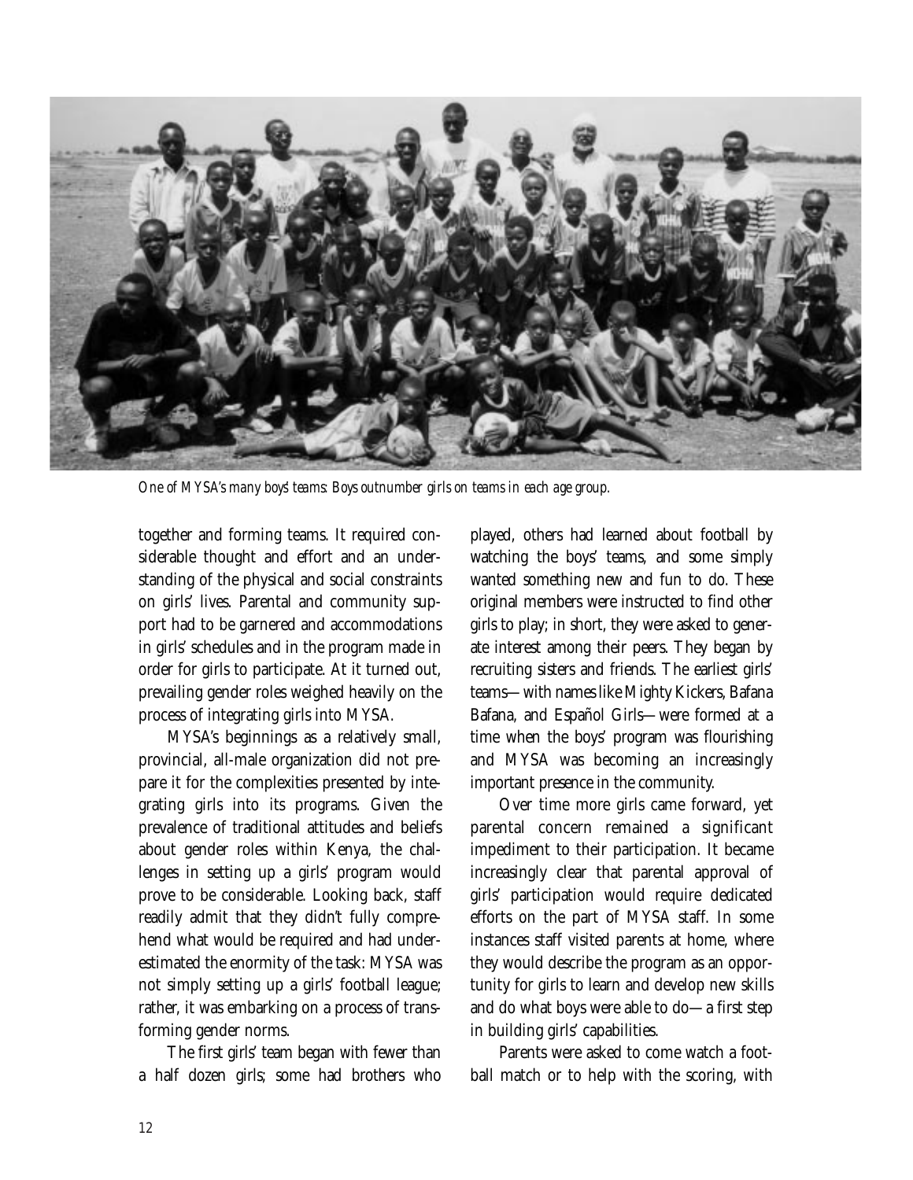*One of MYSA's many boys' teams: Boys outnumber girls on teams in each age group.*

together and forming teams. It required considerable thought and effort and an understanding of the physical and social constraints on girls' lives. Parental and community support had to be garnered and accommodations in girls' schedules and in the program made in order for girls to participate. At it turned out, prevailing gender roles weighed heavily on the process of integrating girls into MYSA.

MYSA's beginnings as a relatively small, provincial, all-male organization did not prepare it for the complexities presented by integrating girls into its programs. Given the prevalence of traditional attitudes and beliefs about gender roles within Kenya, the challenges in setting up a girls' program would prove to be considerable. Looking back, staff readily admit that they didn't fully comprehend what would be required and had underestimated the enormity of the task: MYSA was not simply setting up a girls' football league; rather, it was embarking on a process of transforming gender norms.

The first girls' team began with fewer than a half dozen girls; some had brothers who played, others had learned about football by watching the boys' teams, and some simply wanted something new and fun to do. These original members were instructed to find other girls to play; in short, they were asked to generate interest among their peers. They began by recruiting sisters and friends. The earliest girls' teams—with names like Mighty Kickers, Bafana Bafana, and Español Girls—were formed at a time when the boys' program was flourishing and MYSA was becoming an increasingly important presence in the community.

Over time more girls came forward, yet parental concern remained a significant impediment to their participation. It became increasingly clear that parental approval of girls' participation would require dedicated efforts on the part of MYSA staff. In some instances staff visited parents at home, where they would describe the program as an opportunity for girls to learn and develop new skills and do what boys were able to do—a first step in building girls' capabilities.

Parents were asked to come watch a football match or to help with the scoring, with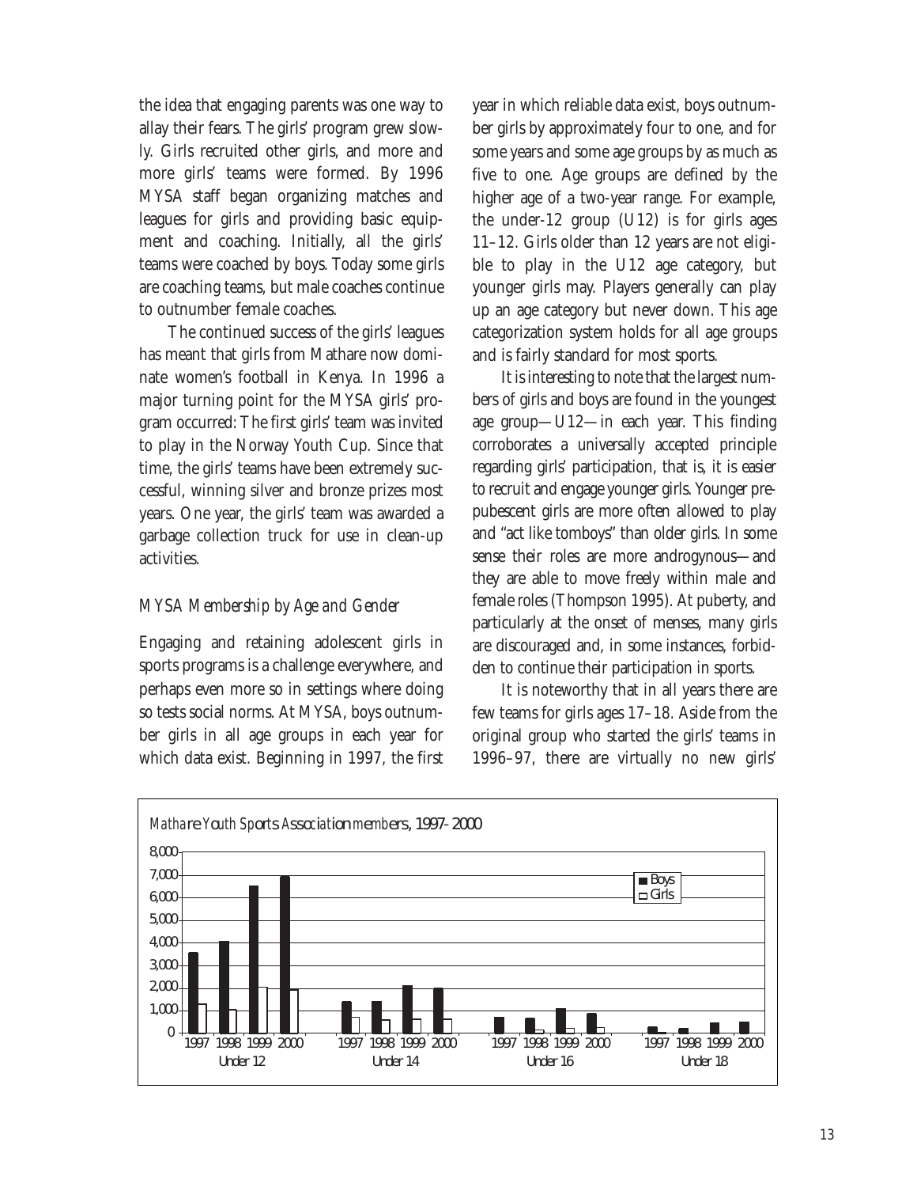the idea that engaging parents was one way to allay their fears. The girls' program grew slowly. Girls recruited other girls, and more and more girls' teams were formed. By 1996 MYSA staff began organizing matches and leagues for girls and providing basic equipment and coaching. Initially, all the girls' teams were coached by boys. Today some girls are coaching teams, but male coaches continue to outnumber female coaches.

The continued success of the girls' leagues has meant that girls from Mathare now dominate women's football in Kenya. In 1996 a major turning point for the MYSA girls' program occurred: The first girls' team was invited to play in the Norway Youth Cup. Since that time, the girls' teams have been extremely successful, winning silver and bronze prizes most years. One year, the girls' team was awarded a garbage collection truck for use in clean-up activities.

### *MYSA Membership by Age and Gender*

Engaging and retaining adolescent girls in sports programs is a challenge everywhere, and perhaps even more so in settings where doing so tests social norms. At MYSA, boys outnumber girls in all age groups in each year for which data exist. Beginning in 1997, the first year in which reliable data exist, boys outnumber girls by approximately four to one, and for some years and some age groups by as much as five to one. Age groups are defined by the higher age of a two-year range. For example, the under-12 group (U12) is for girls ages 11–12. Girls older than 12 years are not eligible to play in the U12 age category, but younger girls may. Players generally can play up an age category but never down. This age categorization system holds for all age groups and is fairly standard for most sports.

It is interesting to note that the largest numbers of girls and boys are found in the youngest age group—U12—in each year. This finding corroborates a universally accepted principle regarding girls' participation, that is, it is easier to recruit and engage younger girls. Younger prepubescent girls are more often allowed to play and "act like tomboys" than older girls. In some sense their roles are more androgynous—and they are able to move freely within male and female roles (Thompson 1995). At puberty, and particularly at the onset of menses, many girls are discouraged and, in some instances, forbidden to continue their participation in sports.

It is noteworthy that in all years there are few teams for girls ages 17–18. Aside from the original group who started the girls' teams in 1996–97, there are virtually no new girls'

*Mathare Youth Sports Association members, 1997–2000*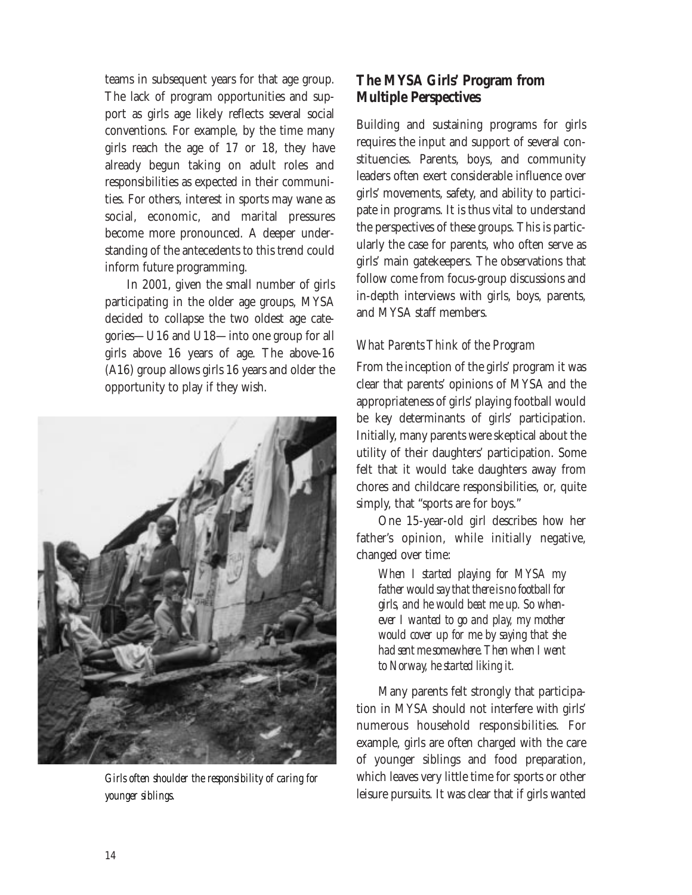teams in subsequent years for that age group. The lack of program opportunities and support as girls age likely reflects several social conventions. For example, by the time many girls reach the age of 17 or 18, they have already begun taking on adult roles and responsibilities as expected in their communities. For others, interest in sports may wane as social, economic, and marital pressures become more pronounced. A deeper understanding of the antecedents to this trend could inform future programming.

In 2001, given the small number of girls participating in the older age groups, MYSA decided to collapse the two oldest age categories—U16 and U18—into one group for all girls above 16 years of age. The above-16 (A16) group allows girls 16 years and older the opportunity to play if they wish.

*Girls often shoulder the responsibility of caring for younger siblings.*

## The MYSA Girls' Program from Multiple Perspectives

Building and sustaining programs for girls requires the input and support of several constituencies. Parents, boys, and community leaders often exert considerable influence over girls' movements, safety, and ability to participate in programs. It is thus vital to understand the perspectives of these groups. This is particularly the case for parents, who often serve as girls' main gatekeepers. The observations that follow come from focus-group discussions and in-depth interviews with girls, boys, parents, and MYSA staff members.

### *What Parents Think of the Program*

From the inception of the girls' program it was clear that parents' opinions of MYSA and the appropriateness of girls' playing football would be key determinants of girls' participation. Initially, many parents were skeptical about the utility of their daughters' participation. Some felt that it would take daughters away from chores and childcare responsibilities, or, quite simply, that "sports are for boys."

One 15-year-old girl describes how her father's opinion, while initially negative, changed over time:

> *When I started playing for MYSA my father would say that there is no football for girls, and he would beat me up. So whenever I wanted to go and play, my mother would cover up for me by saying that she had sent me somewhere. Then when I went to Norway, he started liking it.*

Many parents felt strongly that participation in MYSA should not interfere with girls' numerous household responsibilities. For example, girls are often charged with the care of younger siblings and food preparation, which leaves very little time for sports or other leisure pursuits. It was clear that if girls wanted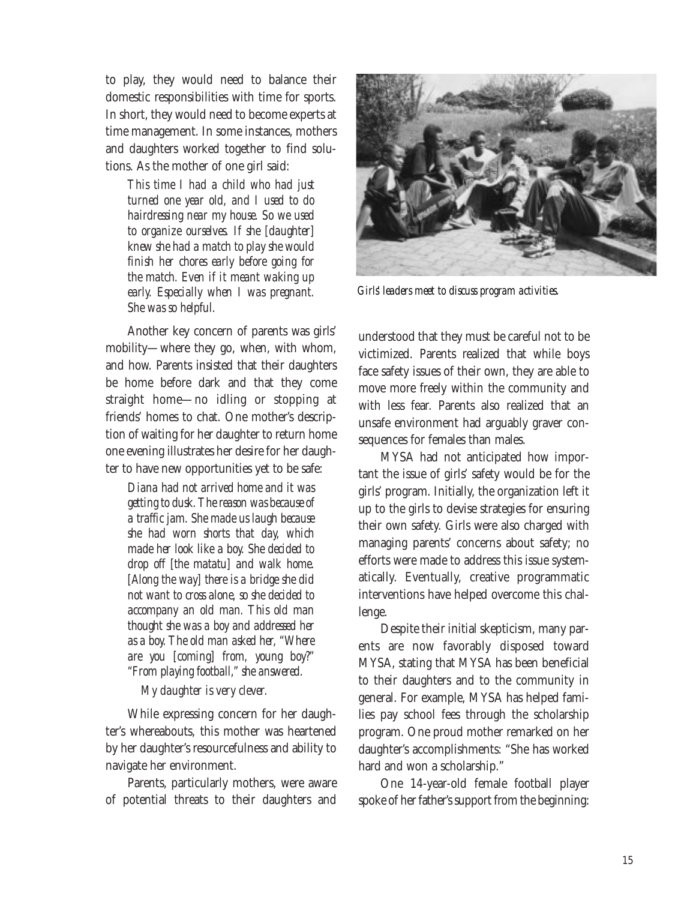to play, they would need to balance their domestic responsibilities with time for sports. In short, they would need to become experts at time management. In some instances, mothers and daughters worked together to find solutions. As the mother of one girl said:

> *This time I had a child who had just turned one year old, and I used to do hairdressing near my house. So we used to organize ourselves. If she [daughter] knew she had a match to play she would finish her chores early before going for the match. Even if it meant waking up early. Especially when I was pregnant. She was so helpful.*

Another key concern of parents was girls' mobility—where they go, when, with whom, and how. Parents insisted that their daughters be home before dark and that they come straight home—no idling or stopping at friends' homes to chat. One mother's description of waiting for her daughter to return home one evening illustrates her desire for her daughter to have new opportunities yet to be safe:

> *Diana had not arrived home and it was getting to dusk. The reason was because of a traffic jam. She made us laugh because she had worn shorts that day, which made her look like a boy. She decided to drop off [the matatu] and walk home. [Along the way] there is a bridge she did not want to cross alone, so she decided to accompany an old man. This old man thought she was a boy and addressed her as a boy. The old man asked her, "Where are you [coming] from, young boy?" "From playing football," she answered.*
>
> *My daughter is very clever.*

While expressing concern for her daughter's whereabouts, this mother was heartened by her daughter's resourcefulness and ability to navigate her environment.

Parents, particularly mothers, were aware of potential threats to their daughters and understood that they must be careful not to be victimized. Parents realized that while boys face safety issues of their own, they are able to move more freely within the community and with less fear. Parents also realized that an unsafe environment had arguably graver consequences for females than males.

*Girls' leaders meet to discuss program activities.*

MYSA had not anticipated how important the issue of girls' safety would be for the girls' program. Initially, the organization left it up to the girls to devise strategies for ensuring their own safety. Girls were also charged with managing parents' concerns about safety; no efforts were made to address this issue systematically. Eventually, creative programmatic interventions have helped overcome this challenge.

Despite their initial skepticism, many parents are now favorably disposed toward MYSA, stating that MYSA has been beneficial to their daughters and to the community in general. For example, MYSA has helped families pay school fees through the scholarship program. One proud mother remarked on her daughter's accomplishments: "She has worked hard and won a scholarship."

One 14-year-old female football player spoke of her father's support from the beginning: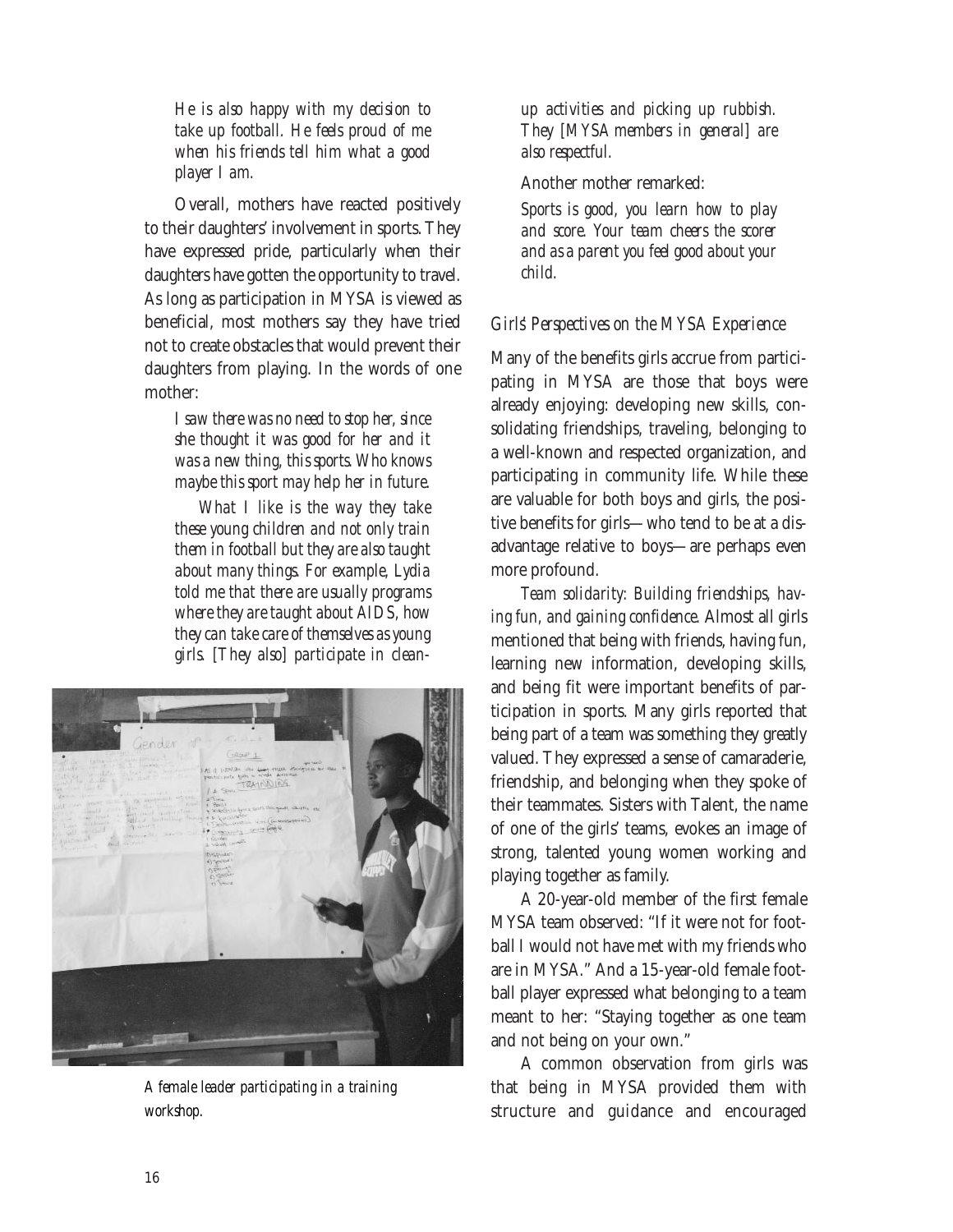*He is also happy with my decision to take up football. He feels proud of me when his friends tell him what a good player I am.*

Overall, mothers have reacted positively to their daughters' involvement in sports. They have expressed pride, particularly when their daughters have gotten the opportunity to travel. As long as participation in MYSA is viewed as beneficial, most mothers say they have tried not to create obstacles that would prevent their daughters from playing. In the words of one mother:

*I saw there was no need to stop her, since she thought it was good for her and it was a new thing, this sports. Who knows maybe this sport may help her in future.*

*What I like is the way they take these young children and not only train them in football but they are also taught about many things. For example, Lydia told me that there are usually programs where they are taught about AIDS, how they can take care of themselves as young girls. [They also] participate in clean-up activities and picking up rubbish. They [MYSA members in general] are also respectful.*

A female leader participating in a training workshop.

Another mother remarked:

*Sports is good, you learn how to play and score. Your team cheers the scorer and as a parent you feel good about your child.*

### *Girls' Perspectives on the MYSA Experience*

Many of the benefits girls accrue from participating in MYSA are those that boys were already enjoying: developing new skills, consolidating friendships, traveling, belonging to a well-known and respected organization, and participating in community life. While these are valuable for both boys and girls, the positive benefits for girls—who tend to be at a disadvantage relative to boys—are perhaps even more profound.

*Team solidarity: Building friendships, having fun, and gaining confidence.* Almost all girls mentioned that being with friends, having fun, learning new information, developing skills, and being fit were important benefits of participation in sports. Many girls reported that being part of a team was something they greatly valued. They expressed a sense of camaraderie, friendship, and belonging when they spoke of their teammates. Sisters with Talent, the name of one of the girls' teams, evokes an image of strong, talented young women working and playing together as family.

A 20-year-old member of the first female MYSA team observed: "If it were not for football I would not have met with my friends who are in MYSA." And a 15-year-old female football player expressed what belonging to a team meant to her: "Staying together as one team and not being on your own."

A common observation from girls was that being in MYSA provided them with structure and guidance and encouraged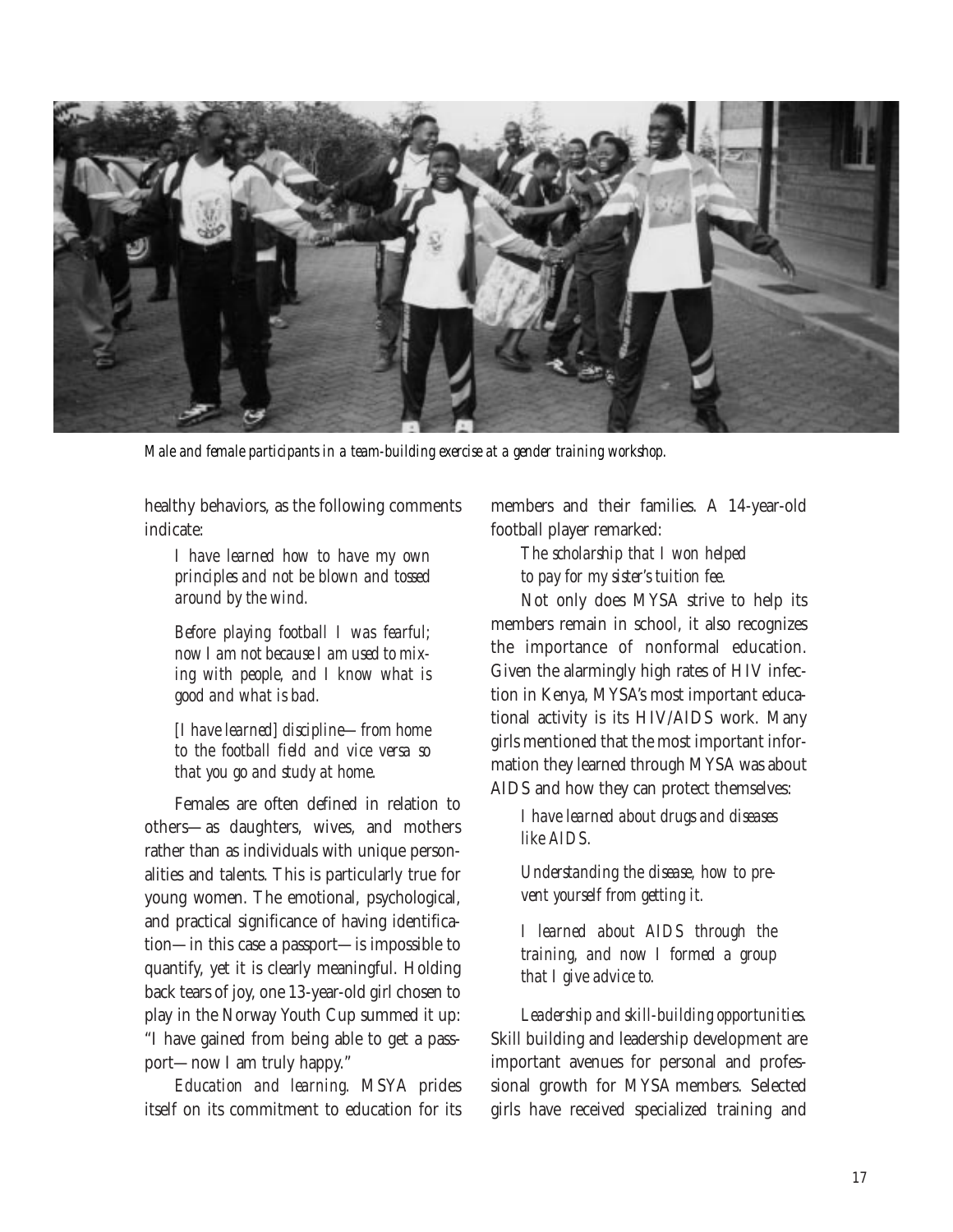*Male and female participants in a team-building exercise at a gender training workshop.*

healthy behaviors, as the following comments indicate:

> *I have learned how to have my own principles and not be blown and tossed around by the wind.*
>
> *Before playing football I was fearful; now I am not because I am used to mixing with people, and I know what is good and what is bad.*
>
> *[I have learned] discipline—from home to the football field and vice versa so that you go and study at home.*

Females are often defined in relation to others—as daughters, wives, and mothers rather than as individuals with unique personalities and talents. This is particularly true for young women. The emotional, psychological, and practical significance of having identification—in this case a passport—is impossible to quantify, yet it is clearly meaningful. Holding back tears of joy, one 13-year-old girl chosen to play in the Norway Youth Cup summed it up: "I have gained from being able to get a passport—now I am truly happy."

*Education and learning.* MSYA prides itself on its commitment to education for its members and their families. A 14-year-old football player remarked:

> *The scholarship that I won helped to pay for my sister's tuition fee.*

Not only does MYSA strive to help its members remain in school, it also recognizes the importance of nonformal education. Given the alarmingly high rates of HIV infection in Kenya, MYSA's most important educational activity is its HIV/AIDS work. Many girls mentioned that the most important information they learned through MYSA was about AIDS and how they can protect themselves:

> *I have learned about drugs and diseases like AIDS.*
>
> *Understanding the disease, how to prevent yourself from getting it.*
>
> *I learned about AIDS through the training, and now I formed a group that I give advice to.*

*Leadership and skill-building opportunities.* Skill building and leadership development are important avenues for personal and professional growth for MYSA members. Selected girls have received specialized training and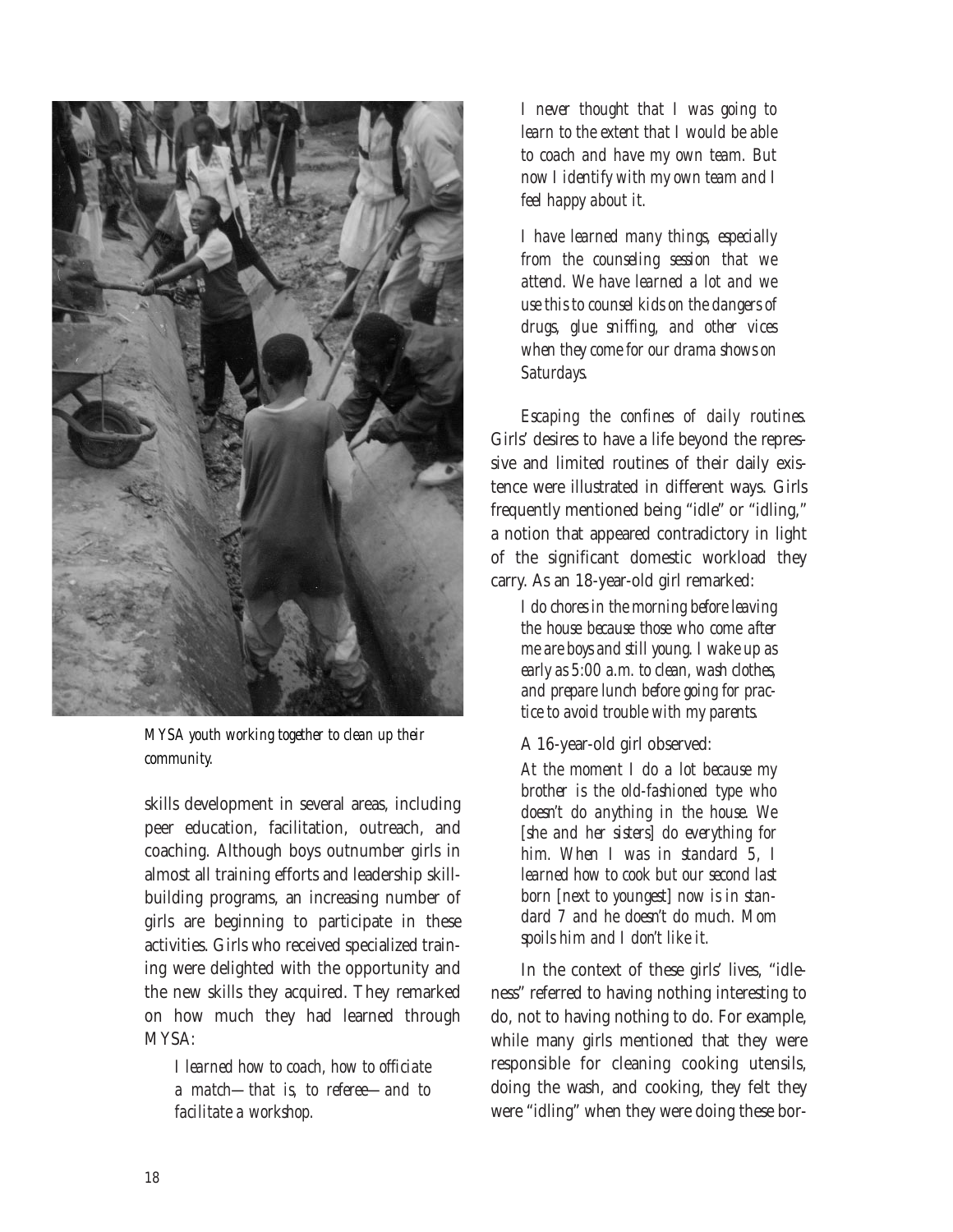*MYSA youth working together to clean up their community.*

skills development in several areas, including peer education, facilitation, outreach, and coaching. Although boys outnumber girls in almost all training efforts and leadership skill-building programs, an increasing number of girls are beginning to participate in these activities. Girls who received specialized training were delighted with the opportunity and the new skills they acquired. They remarked on how much they had learned through MYSA:

> *I learned how to coach, how to officiate a match—that is, to referee—and to facilitate a workshop.*

> *I never thought that I was going to learn to the extent that I would be able to coach and have my own team. But now I identify with my own team and I feel happy about it.*

> *I have learned many things, especially from the counseling session that we attend. We have learned a lot and we use this to counsel kids on the dangers of drugs, glue sniffing, and other vices when they come for our drama shows on Saturdays.*

*Escaping the confines of daily routines.* Girls' desires to have a life beyond the repressive and limited routines of their daily existence were illustrated in different ways. Girls frequently mentioned being "idle" or "idling," a notion that appeared contradictory in light of the significant domestic workload they carry. As an 18-year-old girl remarked:

> *I do chores in the morning before leaving the house because those who come after me are boys and still young. I wake up as early as 5:00 a.m. to clean, wash clothes, and prepare lunch before going for practice to avoid trouble with my parents.*

A 16-year-old girl observed:

> *At the moment I do a lot because my brother is the old-fashioned type who doesn't do anything in the house. We [she and her sisters] do everything for him. When I was in standard 5, I learned how to cook but our second last born [next to youngest] now is in standard 7 and he doesn't do much. Mom spoils him and I don't like it.*

In the context of these girls' lives, "idleness" referred to having nothing interesting to do, not to having nothing to do. For example, while many girls mentioned that they were responsible for cleaning cooking utensils, doing the wash, and cooking, they felt they were "idling" when they were doing these bor-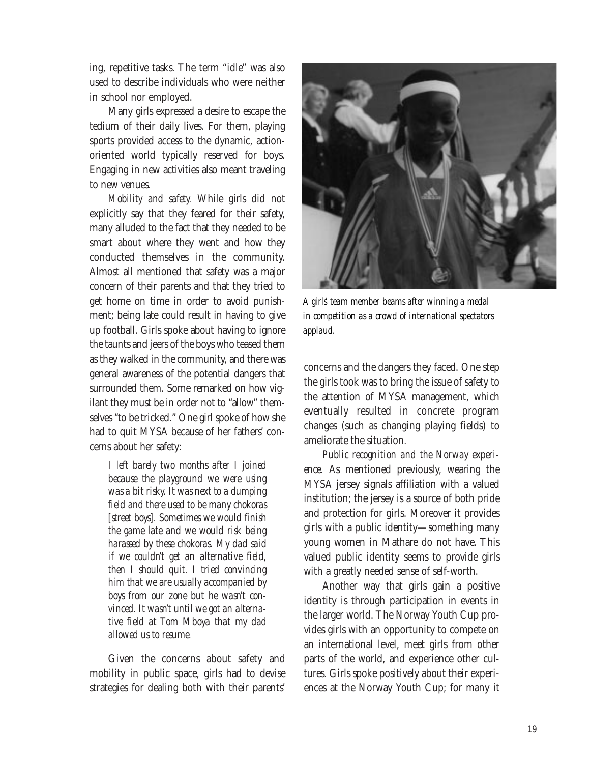ing, repetitive tasks. The term "idle" was also used to describe individuals who were neither in school nor employed.

Many girls expressed a desire to escape the tedium of their daily lives. For them, playing sports provided access to the dynamic, action-oriented world typically reserved for boys. Engaging in new activities also meant traveling to new venues.

*Mobility and safety.* While girls did not explicitly say that they feared for their safety, many alluded to the fact that they needed to be smart about where they went and how they conducted themselves in the community. Almost all mentioned that safety was a major concern of their parents and that they tried to get home on time in order to avoid punishment; being late could result in having to give up football. Girls spoke about having to ignore the taunts and jeers of the boys who teased them as they walked in the community, and there was general awareness of the potential dangers that surrounded them. Some remarked on how vigilant they must be in order not to "allow" themselves "to be tricked." One girl spoke of how she had to quit MYSA because of her fathers' concerns about her safety:

> *I left barely two months after I joined because the playground we were using was a bit risky. It was next to a dumping field and there used to be many chokoras [street boys]. Sometimes we would finish the game late and we would risk being harassed by these chokoras. My dad said if we couldn't get an alternative field, then I should quit. I tried convincing him that we are usually accompanied by boys from our zone but he wasn't convinced. It wasn't until we got an alternative field at Tom Mboya that my dad allowed us to resume.*

Given the concerns about safety and mobility in public space, girls had to devise strategies for dealing both with their parents' concerns and the dangers they faced. One step the girls took was to bring the issue of safety to the attention of MYSA management, which eventually resulted in concrete program changes (such as changing playing fields) to ameliorate the situation.

*A girls' team member beams after winning a medal in competition as a crowd of international spectators applaud.*

*Public recognition and the Norway experience.* As mentioned previously, wearing the MYSA jersey signals affiliation with a valued institution; the jersey is a source of both pride and protection for girls. Moreover it provides girls with a public identity—something many young women in Mathare do not have. This valued public identity seems to provide girls with a greatly needed sense of self-worth.

Another way that girls gain a positive identity is through participation in events in the larger world. The Norway Youth Cup provides girls with an opportunity to compete on an international level, meet girls from other parts of the world, and experience other cultures. Girls spoke positively about their experiences at the Norway Youth Cup; for many it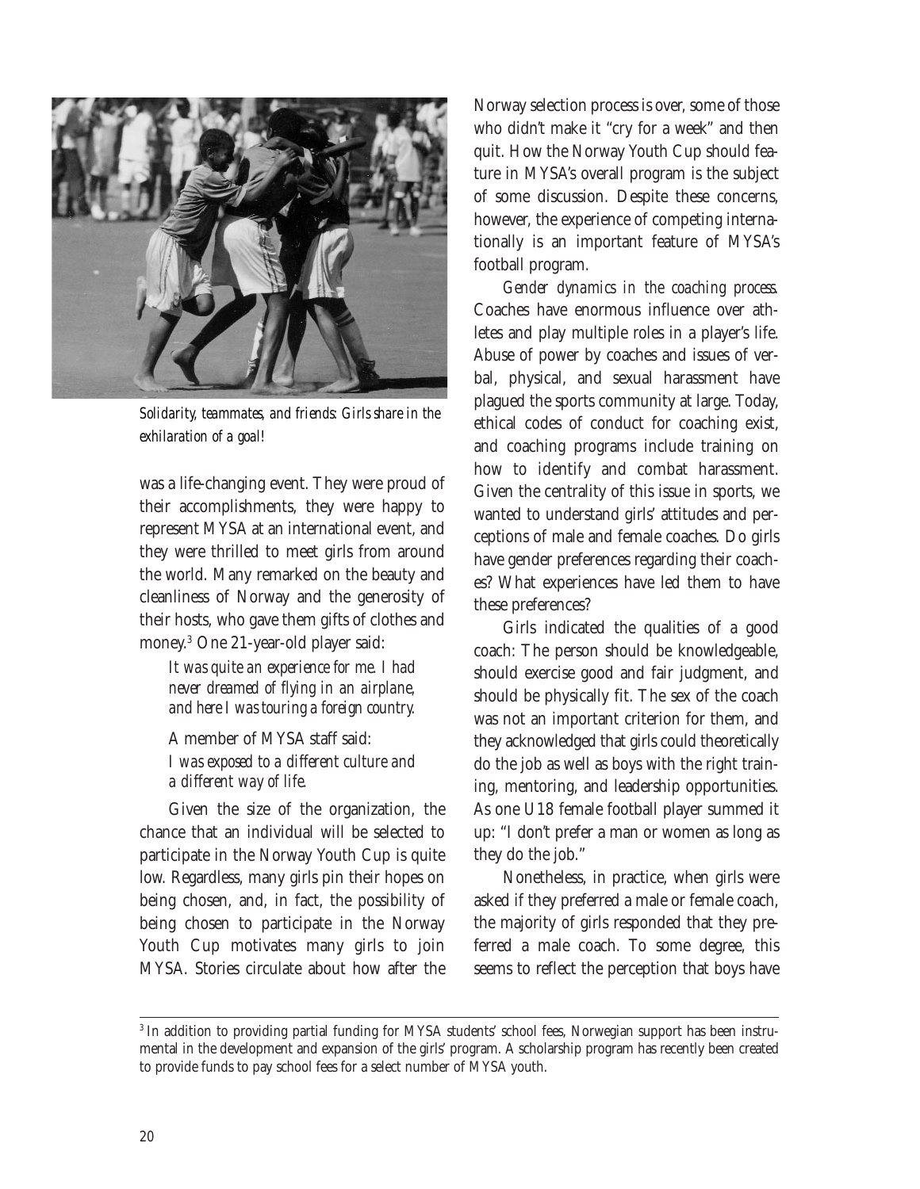*Solidarity, teammates, and friends: Girls share in the exhilaration of a goal!*

was a life-changing event. They were proud of their accomplishments, they were happy to represent MYSA at an international event, and they were thrilled to meet girls from around the world. Many remarked on the beauty and cleanliness of Norway and the generosity of their hosts, who gave them gifts of clothes and money.[3] One 21-year-old player said:

> *It was quite an experience for me. I had never dreamed of flying in an airplane, and here I was touring a foreign country.*

A member of MYSA staff said:

> *I was exposed to a different culture and a different way of life.*

Given the size of the organization, the chance that an individual will be selected to participate in the Norway Youth Cup is quite low. Regardless, many girls pin their hopes on being chosen, and, in fact, the possibility of being chosen to participate in the Norway Youth Cup motivates many girls to join MYSA. Stories circulate about how after the Norway selection process is over, some of those who didn't make it "cry for a week" and then quit. How the Norway Youth Cup should feature in MYSA's overall program is the subject of some discussion. Despite these concerns, however, the experience of competing internationally is an important feature of MYSA's football program.

*Gender dynamics in the coaching process.* Coaches have enormous influence over athletes and play multiple roles in a player's life. Abuse of power by coaches and issues of verbal, physical, and sexual harassment have plagued the sports community at large. Today, ethical codes of conduct for coaching exist, and coaching programs include training on how to identify and combat harassment. Given the centrality of this issue in sports, we wanted to understand girls' attitudes and perceptions of male and female coaches. Do girls have gender preferences regarding their coaches? What experiences have led them to have these preferences?

Girls indicated the qualities of a good coach: The person should be knowledgeable, should exercise good and fair judgment, and should be physically fit. The sex of the coach was not an important criterion for them, and they acknowledged that girls could theoretically do the job as well as boys with the right training, mentoring, and leadership opportunities. As one U18 female football player summed it up: "I don't prefer a man or women as long as they do the job."

Nonetheless, in practice, when girls were asked if they preferred a male or female coach, the majority of girls responded that they preferred a male coach. To some degree, this seems to reflect the perception that boys have

---

[3] In addition to providing partial funding for MYSA students' school fees, Norwegian support has been instrumental in the development and expansion of the girls' program. A scholarship program has recently been created to provide funds to pay school fees for a select number of MYSA youth.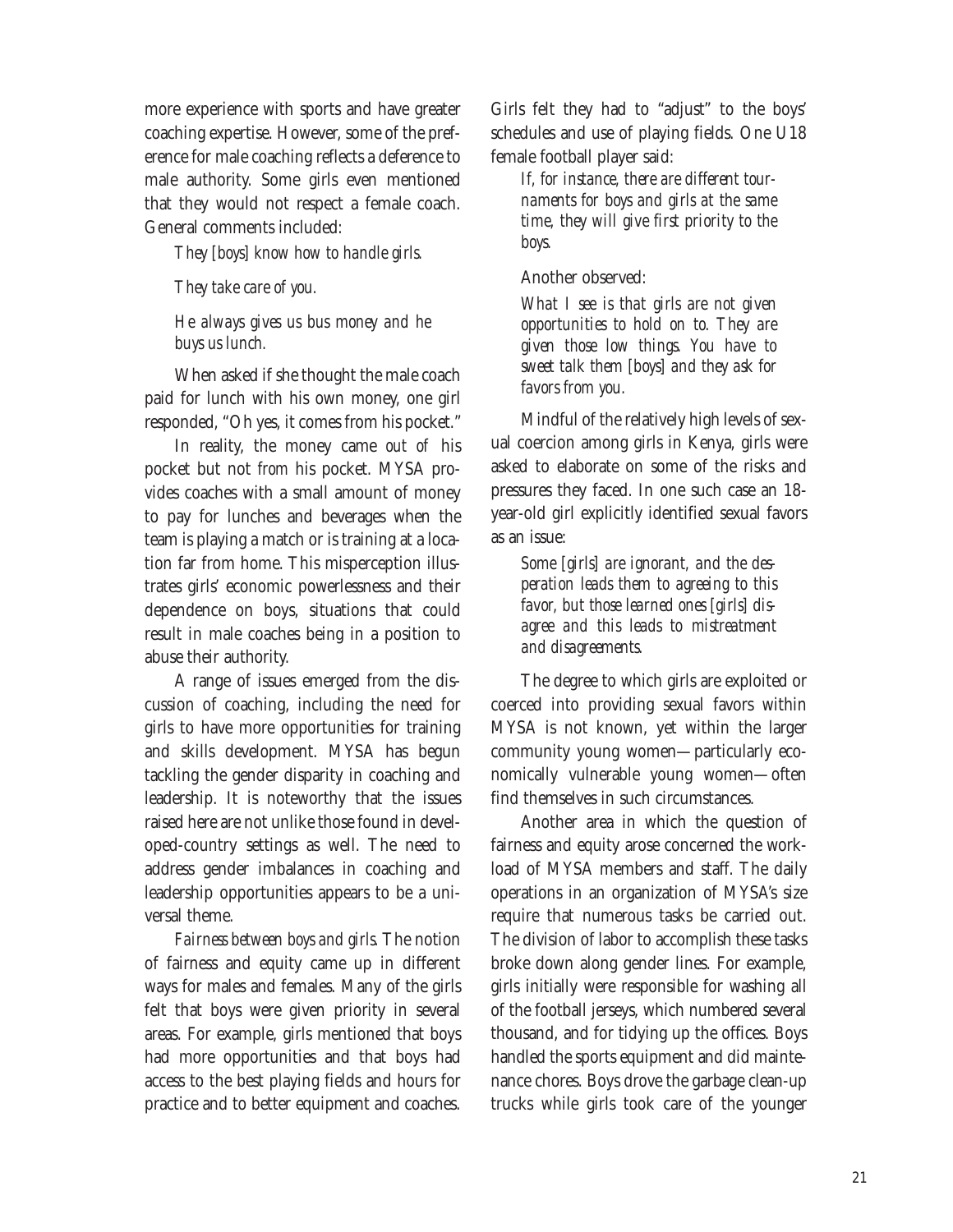more experience with sports and have greater coaching expertise. However, some of the preference for male coaching reflects a deference to male authority. Some girls even mentioned that they would not respect a female coach. General comments included:

> *They [boys] know how to handle girls.*
>
> *They take care of you.*
>
> *He always gives us bus money and he buys us lunch.*

When asked if she thought the male coach paid for lunch with his own money, one girl responded, "Oh yes, it comes from his pocket."

In reality, the money came *out of* his pocket but not *from* his pocket. MYSA provides coaches with a small amount of money to pay for lunches and beverages when the team is playing a match or is training at a location far from home. This misperception illustrates girls' economic powerlessness and their dependence on boys, situations that could result in male coaches being in a position to abuse their authority.

A range of issues emerged from the discussion of coaching, including the need for girls to have more opportunities for training and skills development. MYSA has begun tackling the gender disparity in coaching and leadership. It is noteworthy that the issues raised here are not unlike those found in developed-country settings as well. The need to address gender imbalances in coaching and leadership opportunities appears to be a universal theme.

*Fairness between boys and girls.* The notion of fairness and equity came up in different ways for males and females. Many of the girls felt that boys were given priority in several areas. For example, girls mentioned that boys had more opportunities and that boys had access to the best playing fields and hours for practice and to better equipment and coaches. Girls felt they had to "adjust" to the boys' schedules and use of playing fields. One U18 female football player said:

> *If, for instance, there are different tournaments for boys and girls at the same time, they will give first priority to the boys.*

Another observed:

> *What I see is that girls are not given opportunities to hold on to. They are given those low things. You have to sweet talk them [boys] and they ask for favors from you.*

Mindful of the relatively high levels of sexual coercion among girls in Kenya, girls were asked to elaborate on some of the risks and pressures they faced. In one such case an 18-year-old girl explicitly identified sexual favors as an issue:

> *Some [girls] are ignorant, and the desperation leads them to agreeing to this favor, but those learned ones [girls] disagree and this leads to mistreatment and disagreements.*

The degree to which girls are exploited or coerced into providing sexual favors within MYSA is not known, yet within the larger community young women—particularly economically vulnerable young women—often find themselves in such circumstances.

Another area in which the question of fairness and equity arose concerned the workload of MYSA members and staff. The daily operations in an organization of MYSA's size require that numerous tasks be carried out. The division of labor to accomplish these tasks broke down along gender lines. For example, girls initially were responsible for washing all of the football jerseys, which numbered several thousand, and for tidying up the offices. Boys handled the sports equipment and did maintenance chores. Boys drove the garbage clean-up trucks while girls took care of the younger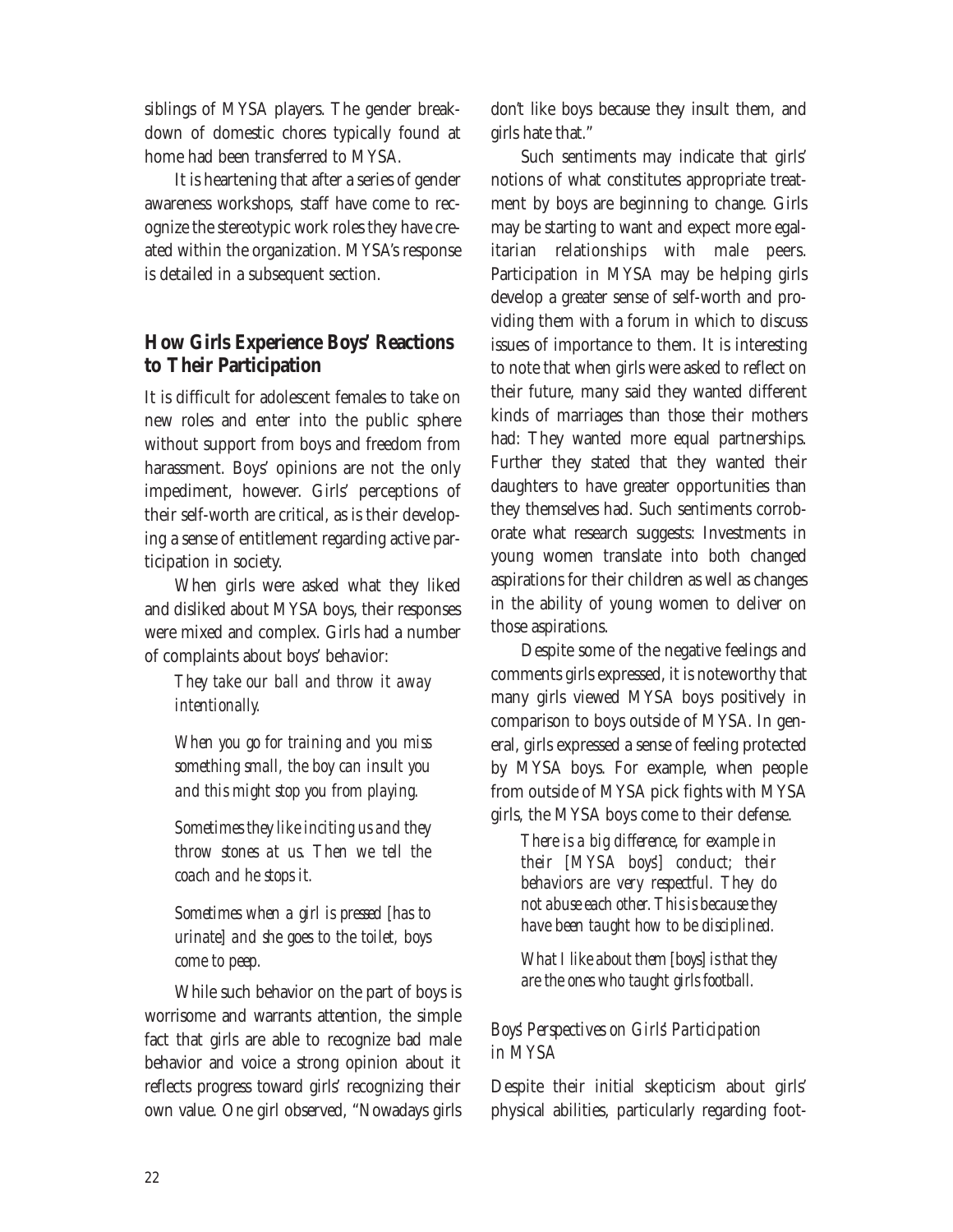siblings of MYSA players. The gender breakdown of domestic chores typically found at home had been transferred to MYSA.

It is heartening that after a series of gender awareness workshops, staff have come to recognize the stereotypic work roles they have created within the organization. MYSA's response is detailed in a subsequent section.

## How Girls Experience Boys' Reactions to Their Participation

It is difficult for adolescent females to take on new roles and enter into the public sphere without support from boys and freedom from harassment. Boys' opinions are not the only impediment, however. Girls' perceptions of their self-worth are critical, as is their developing a sense of entitlement regarding active participation in society.

When girls were asked what they liked and disliked about MYSA boys, their responses were mixed and complex. Girls had a number of complaints about boys' behavior:

> *They take our ball and throw it away intentionally.*
>
> *When you go for training and you miss something small, the boy can insult you and this might stop you from playing.*
>
> *Sometimes they like inciting us and they throw stones at us. Then we tell the coach and he stops it.*
>
> *Sometimes when a girl is pressed [has to urinate] and she goes to the toilet, boys come to peep.*

While such behavior on the part of boys is worrisome and warrants attention, the simple fact that girls are able to recognize bad male behavior and voice a strong opinion about it reflects progress toward girls' recognizing their own value. One girl observed, "Nowadays girls don't like boys because they insult them, and girls hate that."

Such sentiments may indicate that girls' notions of what constitutes appropriate treatment by boys are beginning to change. Girls may be starting to want and expect more egalitarian relationships with male peers. Participation in MYSA may be helping girls develop a greater sense of self-worth and providing them with a forum in which to discuss issues of importance to them. It is interesting to note that when girls were asked to reflect on their future, many said they wanted different kinds of marriages than those their mothers had: They wanted more equal partnerships. Further they stated that they wanted their daughters to have greater opportunities than they themselves had. Such sentiments corroborate what research suggests: Investments in young women translate into both changed aspirations for their children as well as changes in the ability of young women to deliver on those aspirations.

Despite some of the negative feelings and comments girls expressed, it is noteworthy that many girls viewed MYSA boys positively in comparison to boys outside of MYSA. In general, girls expressed a sense of feeling protected by MYSA boys. For example, when people from outside of MYSA pick fights with MYSA girls, the MYSA boys come to their defense.

> *There is a big difference, for example in their [MYSA boys'] conduct; their behaviors are very respectful. They do not abuse each other. This is because they have been taught how to be disciplined.*
>
> *What I like about them [boys] is that they are the ones who taught girls football.*

### *Boys' Perspectives on Girls' Participation in MYSA*

Despite their initial skepticism about girls' physical abilities, particularly regarding foot-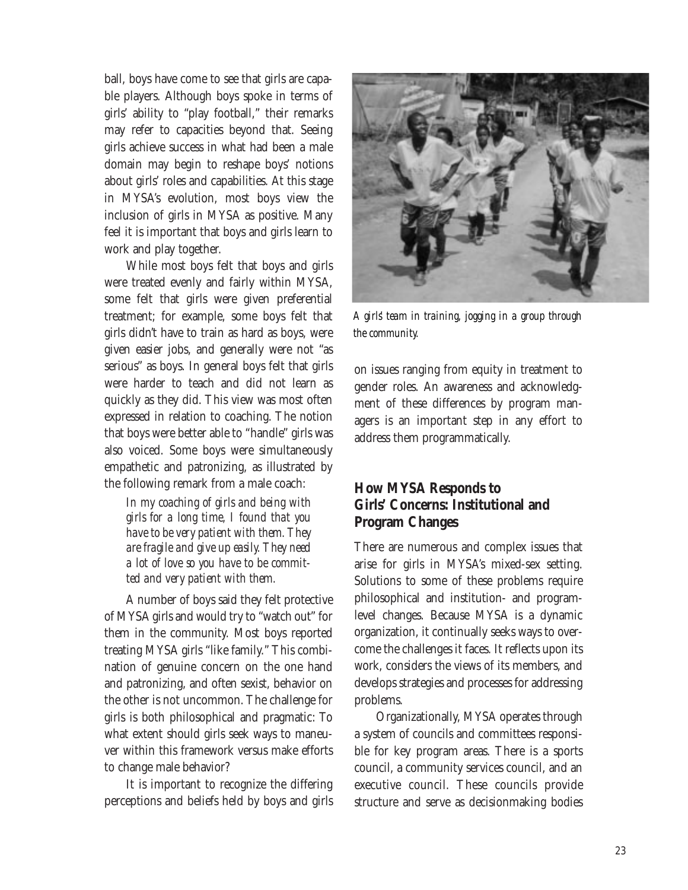ball, boys have come to see that girls are capable players. Although boys spoke in terms of girls' ability to "play football," their remarks may refer to capacities beyond that. Seeing girls achieve success in what had been a male domain may begin to reshape boys' notions about girls' roles and capabilities. At this stage in MYSA's evolution, most boys view the inclusion of girls in MYSA as positive. Many feel it is important that boys and girls learn to work and play together.

While most boys felt that boys and girls were treated evenly and fairly within MYSA, some felt that girls were given preferential treatment; for example, some boys felt that girls didn't have to train as hard as boys, were given easier jobs, and generally were not "as serious" as boys. In general boys felt that girls were harder to teach and did not learn as quickly as they did. This view was most often expressed in relation to coaching. The notion that boys were better able to "handle" girls was also voiced. Some boys were simultaneously empathetic and patronizing, as illustrated by the following remark from a male coach:

> *In my coaching of girls and being with girls for a long time, I found that you have to be very patient with them. They are fragile and give up easily. They need a lot of love so you have to be committed and very patient with them.*

A number of boys said they felt protective of MYSA girls and would try to "watch out" for them in the community. Most boys reported treating MYSA girls "like family." This combination of genuine concern on the one hand and patronizing, and often sexist, behavior on the other is not uncommon. The challenge for girls is both philosophical and pragmatic: To what extent should girls seek ways to maneuver within this framework versus make efforts to change male behavior?

It is important to recognize the differing perceptions and beliefs held by boys and girls on issues ranging from equity in treatment to gender roles. An awareness and acknowledgment of these differences by program managers is an important step in any effort to address them programmatically.

*A girls' team in training, jogging in a group through the community.*

## How MYSA Responds to Girls' Concerns: Institutional and Program Changes

There are numerous and complex issues that arise for girls in MYSA's mixed-sex setting. Solutions to some of these problems require philosophical and institution- and program-level changes. Because MYSA is a dynamic organization, it continually seeks ways to overcome the challenges it faces. It reflects upon its work, considers the views of its members, and develops strategies and processes for addressing problems.

Organizationally, MYSA operates through a system of councils and committees responsible for key program areas. There is a sports council, a community services council, and an executive council. These councils provide structure and serve as decisionmaking bodies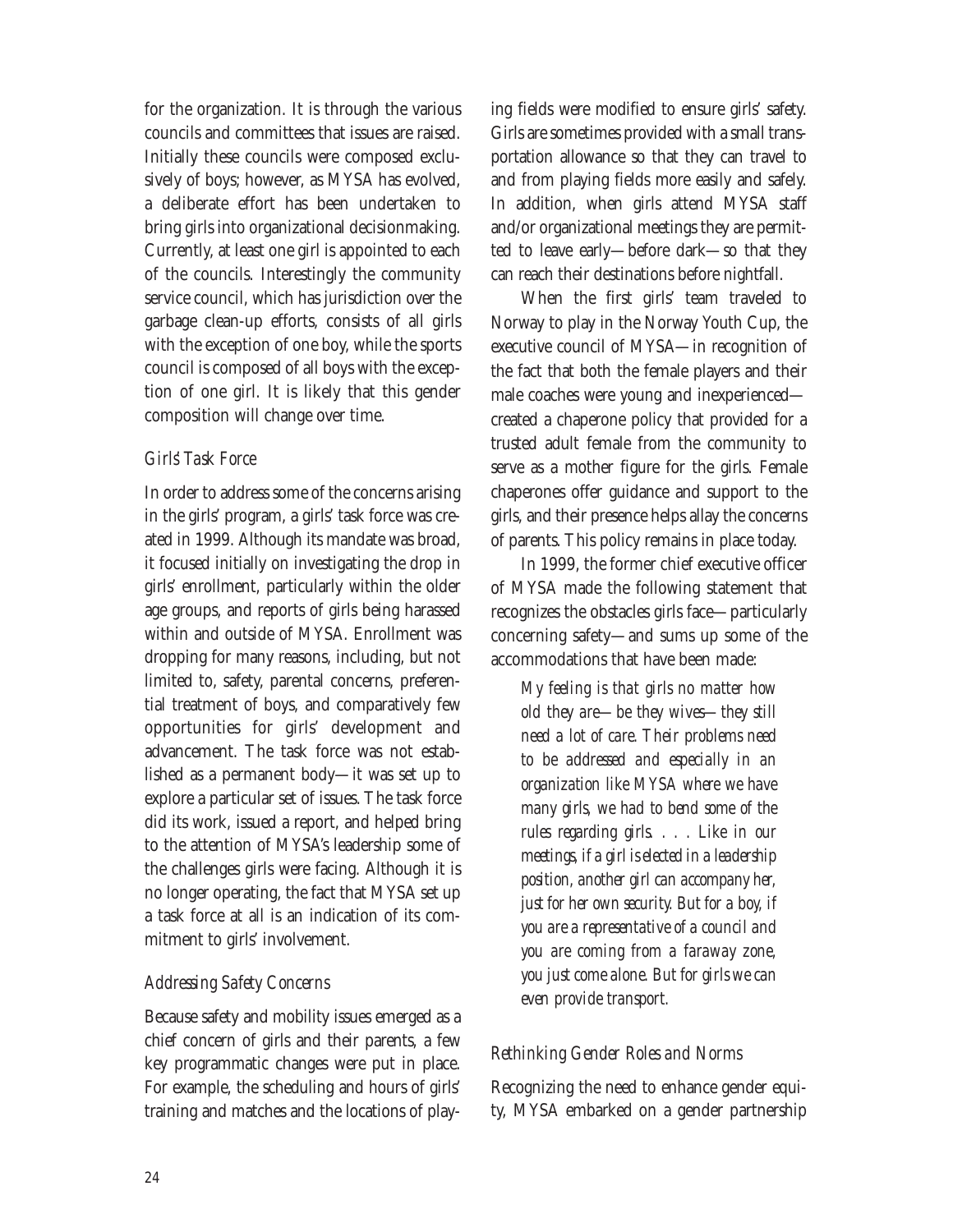for the organization. It is through the various councils and committees that issues are raised. Initially these councils were composed exclusively of boys; however, as MYSA has evolved, a deliberate effort has been undertaken to bring girls into organizational decisionmaking. Currently, at least one girl is appointed to each of the councils. Interestingly the community service council, which has jurisdiction over the garbage clean-up efforts, consists of all girls with the exception of one boy, while the sports council is composed of all boys with the exception of one girl. It is likely that this gender composition will change over time.

### *Girls' Task Force*

In order to address some of the concerns arising in the girls' program, a girls' task force was created in 1999. Although its mandate was broad, it focused initially on investigating the drop in girls' enrollment, particularly within the older age groups, and reports of girls being harassed within and outside of MYSA. Enrollment was dropping for many reasons, including, but not limited to, safety, parental concerns, preferential treatment of boys, and comparatively few opportunities for girls' development and advancement. The task force was not established as a permanent body—it was set up to explore a particular set of issues. The task force did its work, issued a report, and helped bring to the attention of MYSA's leadership some of the challenges girls were facing. Although it is no longer operating, the fact that MYSA set up a task force at all is an indication of its commitment to girls' involvement.

### *Addressing Safety Concerns*

Because safety and mobility issues emerged as a chief concern of girls and their parents, a few key programmatic changes were put in place. For example, the scheduling and hours of girls' training and matches and the locations of playing fields were modified to ensure girls' safety. Girls are sometimes provided with a small transportation allowance so that they can travel to and from playing fields more easily and safely. In addition, when girls attend MYSA staff and/or organizational meetings they are permitted to leave early—before dark—so that they can reach their destinations before nightfall.

When the first girls' team traveled to Norway to play in the Norway Youth Cup, the executive council of MYSA—in recognition of the fact that both the female players and their male coaches were young and inexperienced—created a chaperone policy that provided for a trusted adult female from the community to serve as a mother figure for the girls. Female chaperones offer guidance and support to the girls, and their presence helps allay the concerns of parents. This policy remains in place today.

In 1999, the former chief executive officer of MYSA made the following statement that recognizes the obstacles girls face—particularly concerning safety—and sums up some of the accommodations that have been made:

> *My feeling is that girls no matter how old they are—be they wives—they still need a lot of care. Their problems need to be addressed and especially in an organization like MYSA where we have many girls, we had to bend some of the rules regarding girls. . . . Like in our meetings, if a girl is elected in a leadership position, another girl can accompany her, just for her own security. But for a boy, if you are a representative of a council and you are coming from a faraway zone, you just come alone. But for girls we can even provide transport.*

### *Rethinking Gender Roles and Norms*

Recognizing the need to enhance gender equity, MYSA embarked on a gender partnership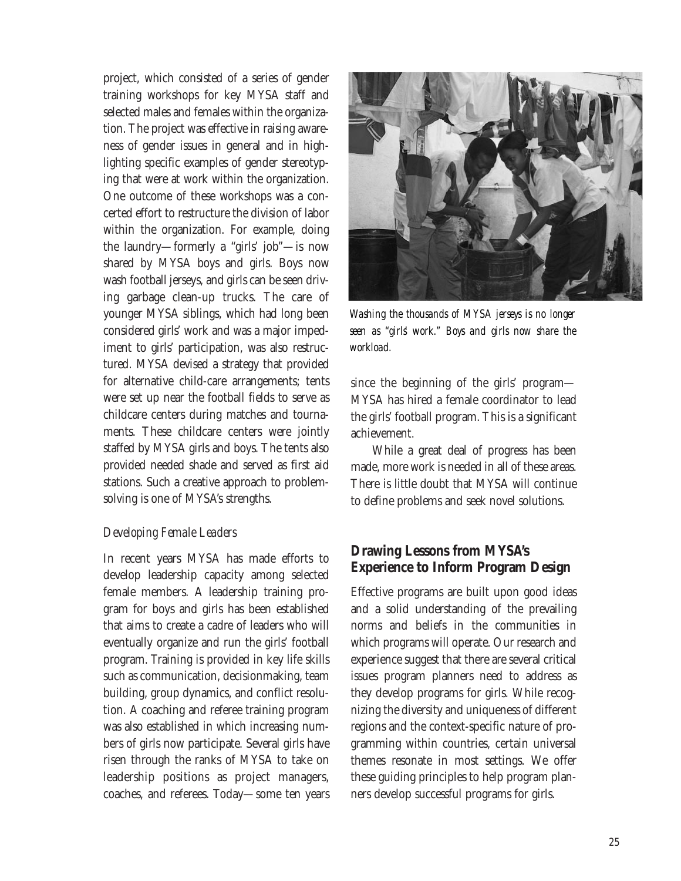project, which consisted of a series of gender training workshops for key MYSA staff and selected males and females within the organization. The project was effective in raising awareness of gender issues in general and in highlighting specific examples of gender stereotyping that were at work within the organization. One outcome of these workshops was a concerted effort to restructure the division of labor within the organization. For example, doing the laundry—formerly a "girls' job"—is now shared by MYSA boys and girls. Boys now wash football jerseys, and girls can be seen driving garbage clean-up trucks. The care of younger MYSA siblings, which had long been considered girls' work and was a major impediment to girls' participation, was also restructured. MYSA devised a strategy that provided for alternative child-care arrangements; tents were set up near the football fields to serve as childcare centers during matches and tournaments. These childcare centers were jointly staffed by MYSA girls and boys. The tents also provided needed shade and served as first aid stations. Such a creative approach to problem-solving is one of MYSA's strengths.

*Washing the thousands of MYSA jerseys is no longer seen as "girls' work." Boys and girls now share the workload.*

### *Developing Female Leaders*

In recent years MYSA has made efforts to develop leadership capacity among selected female members. A leadership training program for boys and girls has been established that aims to create a cadre of leaders who will eventually organize and run the girls' football program. Training is provided in key life skills such as communication, decisionmaking, team building, group dynamics, and conflict resolution. A coaching and referee training program was also established in which increasing numbers of girls now participate. Several girls have risen through the ranks of MYSA to take on leadership positions as project managers, coaches, and referees. Today—some ten years since the beginning of the girls' program—MYSA has hired a female coordinator to lead the girls' football program. This is a significant achievement.

While a great deal of progress has been made, more work is needed in all of these areas. There is little doubt that MYSA will continue to define problems and seek novel solutions.

## **Drawing Lessons from MYSA's Experience to Inform Program Design**

Effective programs are built upon good ideas and a solid understanding of the prevailing norms and beliefs in the communities in which programs will operate. Our research and experience suggest that there are several critical issues program planners need to address as they develop programs for girls. While recognizing the diversity and uniqueness of different regions and the context-specific nature of programming within countries, certain universal themes resonate in most settings. We offer these guiding principles to help program planners develop successful programs for girls.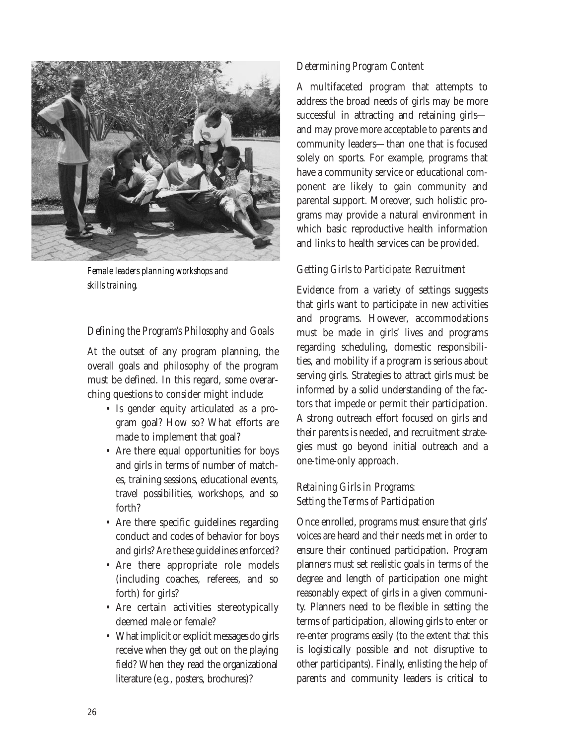*Female leaders planning workshops and skills training.*

### *Defining the Program's Philosophy and Goals*

At the outset of any program planning, the overall goals and philosophy of the program must be defined. In this regard, some overarching questions to consider might include:

- Is gender equity articulated as a program goal? How so? What efforts are made to implement that goal?
- Are there equal opportunities for boys and girls in terms of number of matches, training sessions, educational events, travel possibilities, workshops, and so forth?
- Are there specific guidelines regarding conduct and codes of behavior for boys and girls? Are these guidelines enforced?
- Are there appropriate role models (including coaches, referees, and so forth) for girls?
- Are certain activities stereotypically deemed male or female?
- What implicit or explicit messages do girls receive when they get out on the playing field? When they read the organizational literature (e.g., posters, brochures)?

### *Determining Program Content*

A multifaceted program that attempts to address the broad needs of girls may be more successful in attracting and retaining girls—and may prove more acceptable to parents and community leaders—than one that is focused solely on sports. For example, programs that have a community service or educational component are likely to gain community and parental support. Moreover, such holistic programs may provide a natural environment in which basic reproductive health information and links to health services can be provided.

### *Getting Girls to Participate: Recruitment*

Evidence from a variety of settings suggests that girls want to participate in new activities and programs. However, accommodations must be made in girls' lives and programs regarding scheduling, domestic responsibilities, and mobility if a program is serious about serving girls. Strategies to attract girls must be informed by a solid understanding of the factors that impede or permit their participation. A strong outreach effort focused on girls and their parents is needed, and recruitment strategies must go beyond initial outreach and a one-time-only approach.

### *Retaining Girls in Programs: Setting the Terms of Participation*

Once enrolled, programs must ensure that girls' voices are heard and their needs met in order to ensure their continued participation. Program planners must set realistic goals in terms of the degree and length of participation one might reasonably expect of girls in a given community. Planners need to be flexible in setting the terms of participation, allowing girls to enter or re-enter programs easily (to the extent that this is logistically possible and not disruptive to other participants). Finally, enlisting the help of parents and community leaders is critical to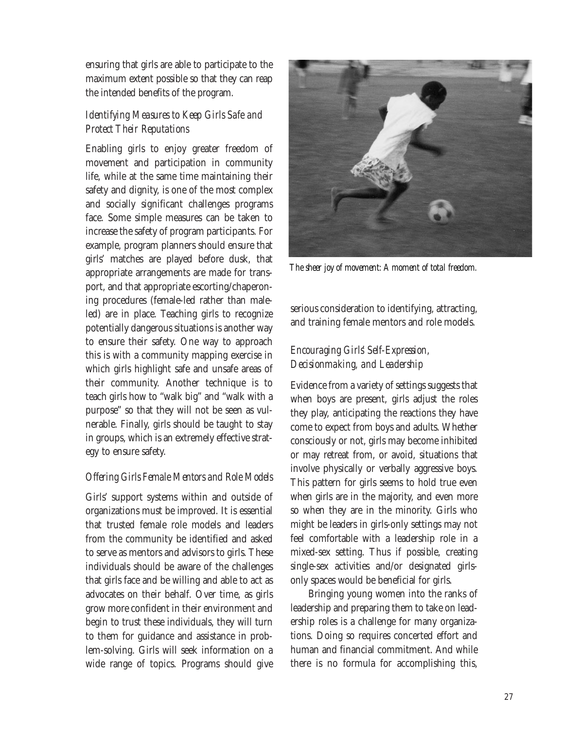ensuring that girls are able to participate to the maximum extent possible so that they can reap the intended benefits of the program.

### *Identifying Measures to Keep Girls Safe and Protect Their Reputations*

Enabling girls to enjoy greater freedom of movement and participation in community life, while at the same time maintaining their safety and dignity, is one of the most complex and socially significant challenges programs face. Some simple measures can be taken to increase the safety of program participants. For example, program planners should ensure that girls' matches are played before dusk, that appropriate arrangements are made for transport, and that appropriate escorting/chaperoning procedures (female-led rather than male-led) are in place. Teaching girls to recognize potentially dangerous situations is another way to ensure their safety. One way to approach this is with a community mapping exercise in which girls highlight safe and unsafe areas of their community. Another technique is to teach girls how to "walk big" and "walk with a purpose" so that they will not be seen as vulnerable. Finally, girls should be taught to stay in groups, which is an extremely effective strategy to ensure safety.

### *Offering Girls Female Mentors and Role Models*

Girls' support systems within and outside of organizations must be improved. It is essential that trusted female role models and leaders from the community be identified and asked to serve as mentors and advisors to girls. These individuals should be aware of the challenges that girls face and be willing and able to act as advocates on their behalf. Over time, as girls grow more confident in their environment and begin to trust these individuals, they will turn to them for guidance and assistance in problem-solving. Girls will seek information on a wide range of topics. Programs should give serious consideration to identifying, attracting, and training female mentors and role models.

*The sheer joy of movement: A moment of total freedom.*

### *Encouraging Girls' Self-Expression, Decisionmaking, and Leadership*

Evidence from a variety of settings suggests that when boys are present, girls adjust the roles they play, anticipating the reactions they have come to expect from boys and adults. Whether consciously or not, girls may become inhibited or may retreat from, or avoid, situations that involve physically or verbally aggressive boys. This pattern for girls seems to hold true even when girls are in the majority, and even more so when they are in the minority. Girls who might be leaders in girls-only settings may not feel comfortable with a leadership role in a mixed-sex setting. Thus if possible, creating single-sex activities and/or designated girls-only spaces would be beneficial for girls.

Bringing young women into the ranks of leadership and preparing them to take on leadership roles is a challenge for many organizations. Doing so requires concerted effort and human and financial commitment. And while there is no formula for accomplishing this,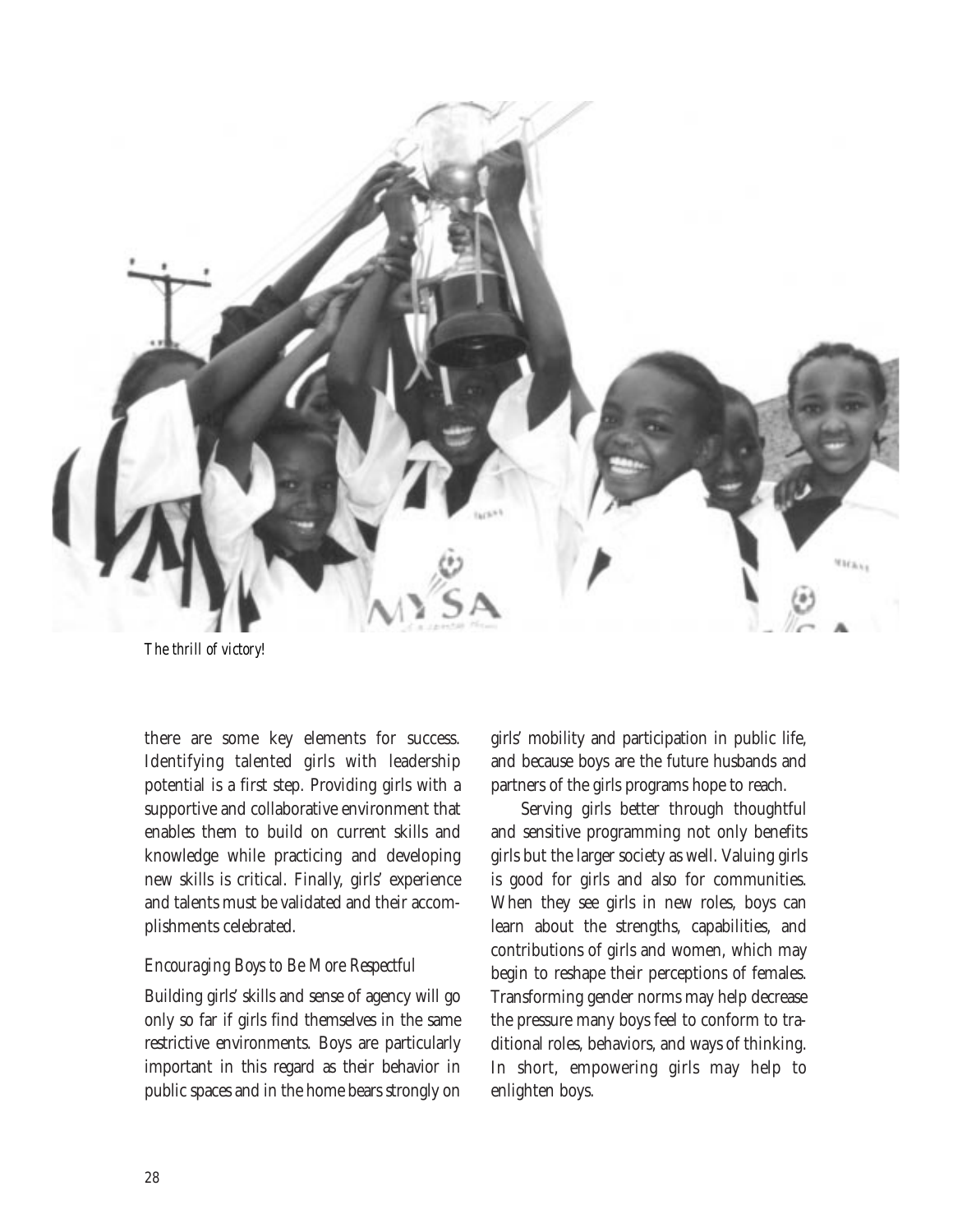*The thrill of victory!*

there are some key elements for success. Identifying talented girls with leadership potential is a first step. Providing girls with a supportive and collaborative environment that enables them to build on current skills and knowledge while practicing and developing new skills is critical. Finally, girls' experience and talents must be validated and their accomplishments celebrated.

### *Encouraging Boys to Be More Respectful*

Building girls' skills and sense of agency will go only so far if girls find themselves in the same restrictive environments. Boys are particularly important in this regard as their behavior in public spaces and in the home bears strongly on girls' mobility and participation in public life, and because boys are the future husbands and partners of the girls programs hope to reach.

Serving girls better through thoughtful and sensitive programming not only benefits girls but the larger society as well. Valuing girls is good for girls and also for communities. When they see girls in new roles, boys can learn about the strengths, capabilities, and contributions of girls and women, which may begin to reshape their perceptions of females. Transforming gender norms may help decrease the pressure many boys feel to conform to traditional roles, behaviors, and ways of thinking. In short, empowering girls may help to enlighten boys.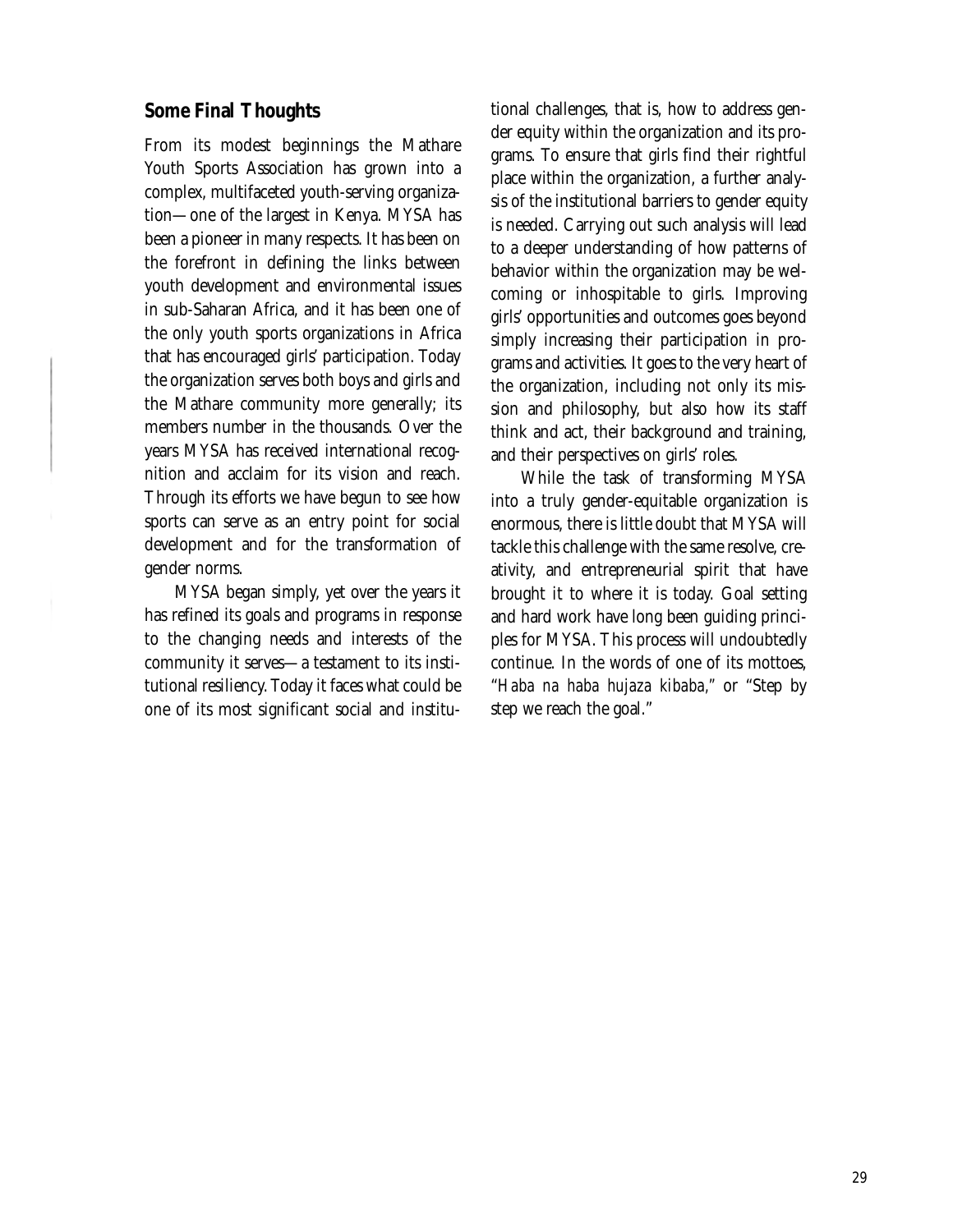## Some Final Thoughts

From its modest beginnings the Mathare Youth Sports Association has grown into a complex, multifaceted youth-serving organization—one of the largest in Kenya. MYSA has been a pioneer in many respects. It has been on the forefront in defining the links between youth development and environmental issues in sub-Saharan Africa, and it has been one of the only youth sports organizations in Africa that has encouraged girls' participation. Today the organization serves both boys and girls and the Mathare community more generally; its members number in the thousands. Over the years MYSA has received international recognition and acclaim for its vision and reach. Through its efforts we have begun to see how sports can serve as an entry point for social development and for the transformation of gender norms.

MYSA began simply, yet over the years it has refined its goals and programs in response to the changing needs and interests of the community it serves—a testament to its institutional resiliency. Today it faces what could be one of its most significant social and institutional challenges, that is, how to address gender equity within the organization and its programs. To ensure that girls find their rightful place within the organization, a further analysis of the institutional barriers to gender equity is needed. Carrying out such analysis will lead to a deeper understanding of how patterns of behavior within the organization may be welcoming or inhospitable to girls. Improving girls' opportunities and outcomes goes beyond simply increasing their participation in programs and activities. It goes to the very heart of the organization, including not only its mission and philosophy, but also how its staff think and act, their background and training, and their perspectives on girls' roles.

While the task of transforming MYSA into a truly gender-equitable organization is enormous, there is little doubt that MYSA will tackle this challenge with the same resolve, creativity, and entrepreneurial spirit that have brought it to where it is today. Goal setting and hard work have long been guiding principles for MYSA. This process will undoubtedly continue. In the words of one of its mottoes, "*Haba na haba hujaza kibaba*," or "Step by step we reach the goal."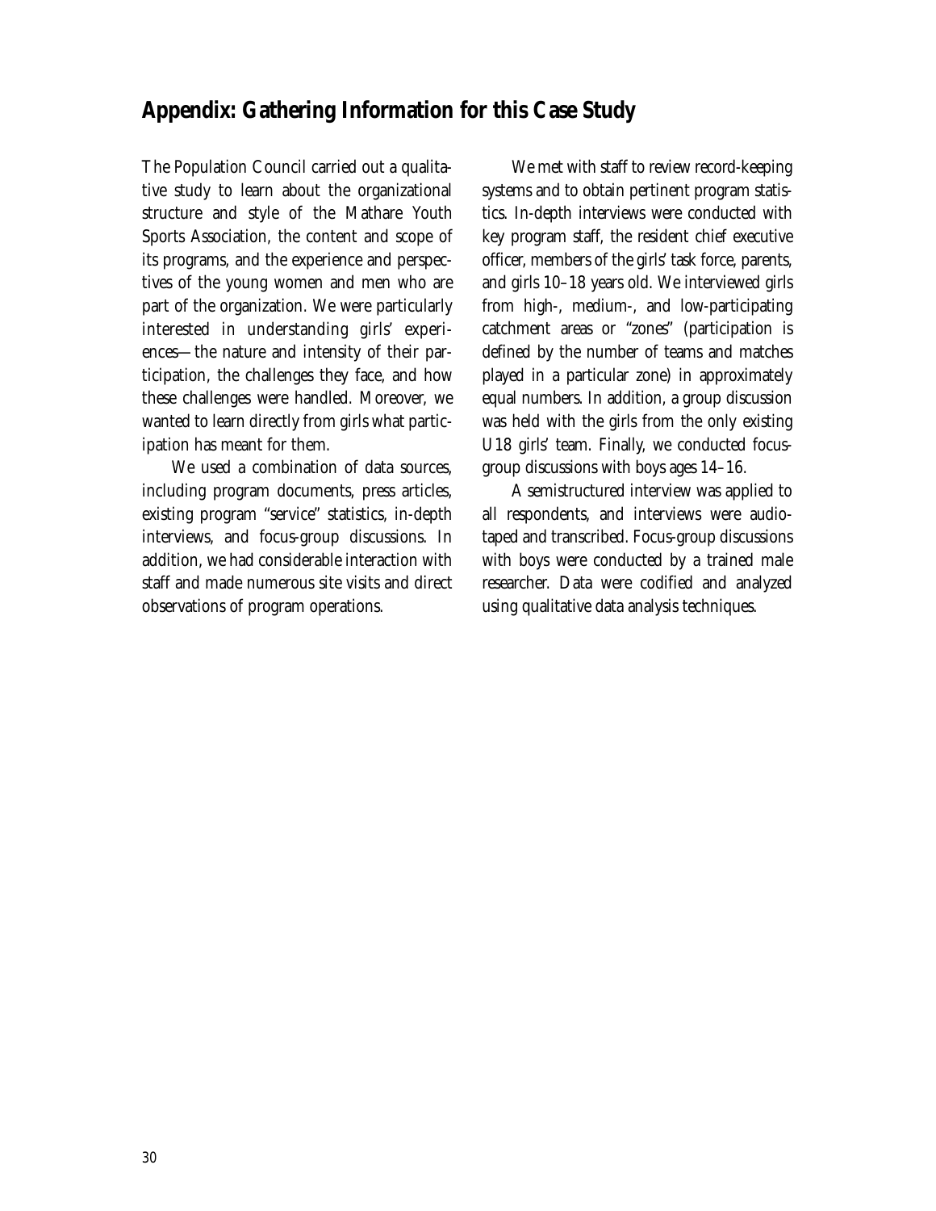## Appendix: Gathering Information for this Case Study

The Population Council carried out a qualitative study to learn about the organizational structure and style of the Mathare Youth Sports Association, the content and scope of its programs, and the experience and perspectives of the young women and men who are part of the organization. We were particularly interested in understanding girls' experiences—the nature and intensity of their participation, the challenges they face, and how these challenges were handled. Moreover, we wanted to learn directly from girls what participation has meant for them.

We used a combination of data sources, including program documents, press articles, existing program "service" statistics, in-depth interviews, and focus-group discussions. In addition, we had considerable interaction with staff and made numerous site visits and direct observations of program operations.

We met with staff to review record-keeping systems and to obtain pertinent program statistics. In-depth interviews were conducted with key program staff, the resident chief executive officer, members of the girls' task force, parents, and girls 10–18 years old. We interviewed girls from high-, medium-, and low-participating catchment areas or "zones" (participation is defined by the number of teams and matches played in a particular zone) in approximately equal numbers. In addition, a group discussion was held with the girls from the only existing U18 girls' team. Finally, we conducted focus-group discussions with boys ages 14–16.

A semistructured interview was applied to all respondents, and interviews were audiotaped and transcribed. Focus-group discussions with boys were conducted by a trained male researcher. Data were codified and analyzed using qualitative data analysis techniques.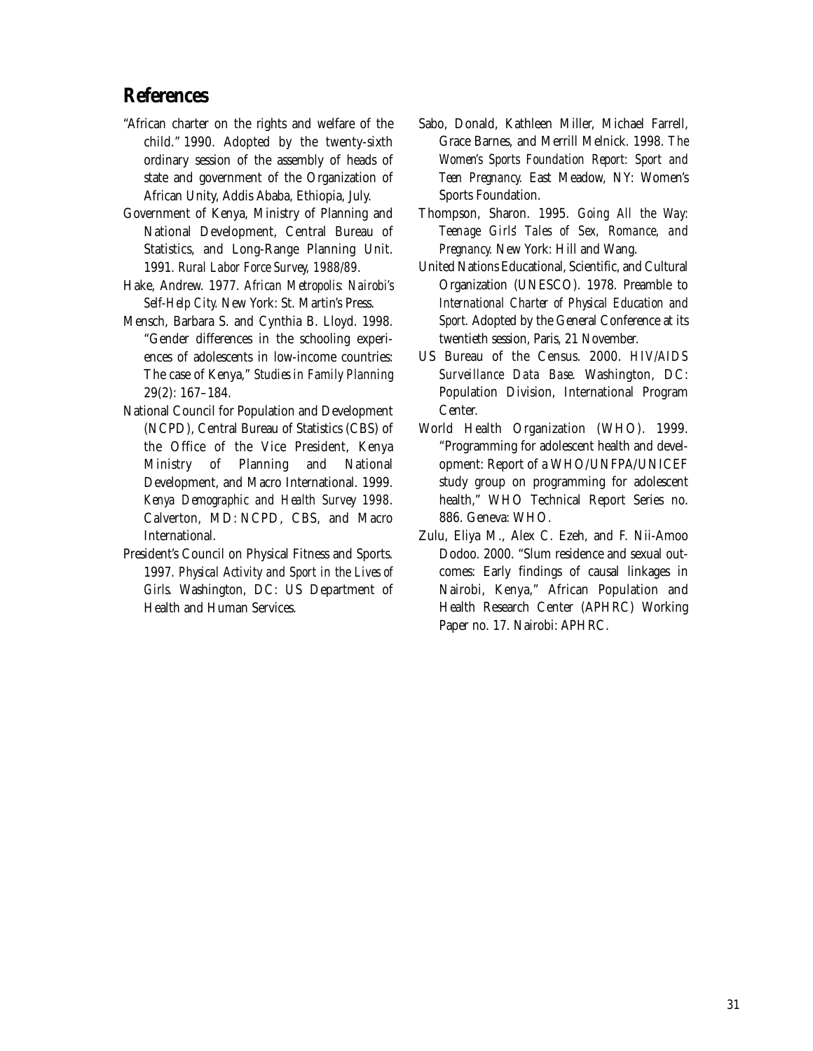## References

"African charter on the rights and welfare of the child." 1990. Adopted by the twenty-sixth ordinary session of the assembly of heads of state and government of the Organization of African Unity, Addis Ababa, Ethiopia, July.

Government of Kenya, Ministry of Planning and National Development, Central Bureau of Statistics, and Long-Range Planning Unit. 1991. *Rural Labor Force Survey, 1988/89*.

Hake, Andrew. 1977. *African Metropolis: Nairobi's Self-Help City*. New York: St. Martin's Press.

Mensch, Barbara S. and Cynthia B. Lloyd. 1998. "Gender differences in the schooling experiences of adolescents in low-income countries: The case of Kenya," *Studies in Family Planning* 29(2): 167–184.

National Council for Population and Development (NCPD), Central Bureau of Statistics (CBS) of the Office of the Vice President, Kenya Ministry of Planning and National Development, and Macro International. 1999. *Kenya Demographic and Health Survey 1998*. Calverton, MD: NCPD, CBS, and Macro International.

President's Council on Physical Fitness and Sports. 1997. *Physical Activity and Sport in the Lives of Girls*. Washington, DC: US Department of Health and Human Services.

Sabo, Donald, Kathleen Miller, Michael Farrell, Grace Barnes, and Merrill Melnick. 1998. *The Women's Sports Foundation Report: Sport and Teen Pregnancy*. East Meadow, NY: Women's Sports Foundation.

Thompson, Sharon. 1995. *Going All the Way: Teenage Girls' Tales of Sex, Romance, and Pregnancy*. New York: Hill and Wang.

United Nations Educational, Scientific, and Cultural Organization (UNESCO). 1978. Preamble to *International Charter of Physical Education and Sport*. Adopted by the General Conference at its twentieth session, Paris, 21 November.

US Bureau of the Census. 2000. *HIV/AIDS Surveillance Data Base*. Washington, DC: Population Division, International Program Center.

World Health Organization (WHO). 1999. "Programming for adolescent health and development: Report of a WHO/UNFPA/UNICEF study group on programming for adolescent health," WHO Technical Report Series no. 886. Geneva: WHO.

Zulu, Eliya M., Alex C. Ezeh, and F. Nii-Amoo Dodoo. 2000. "Slum residence and sexual outcomes: Early findings of causal linkages in Nairobi, Kenya," African Population and Health Research Center (APHRC) Working Paper no. 17. Nairobi: APHRC.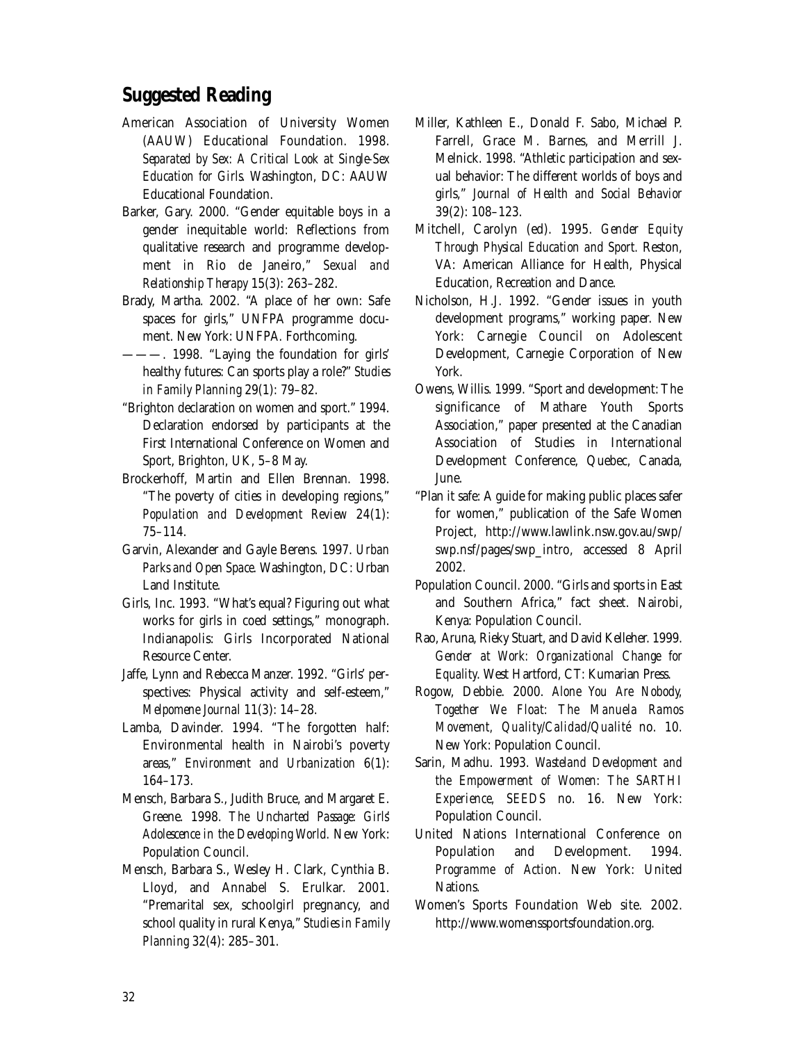## Suggested Reading

American Association of University Women (AAUW) Educational Foundation. 1998. *Separated by Sex: A Critical Look at Single-Sex Education for Girls.* Washington, DC: AAUW Educational Foundation.

Barker, Gary. 2000. "Gender equitable boys in a gender inequitable world: Reflections from qualitative research and programme development in Rio de Janeiro," *Sexual and Relationship Therapy* 15(3): 263–282.

Brady, Martha. 2002. "A place of her own: Safe spaces for girls," UNFPA programme document. New York: UNFPA. Forthcoming.

———. 1998. "Laying the foundation for girls' healthy futures: Can sports play a role?" *Studies in Family Planning* 29(1): 79–82.

"Brighton declaration on women and sport." 1994. Declaration endorsed by participants at the First International Conference on Women and Sport, Brighton, UK, 5–8 May.

Brockerhoff, Martin and Ellen Brennan. 1998. "The poverty of cities in developing regions," *Population and Development Review* 24(1): 75–114.

Garvin, Alexander and Gayle Berens. 1997. *Urban Parks and Open Space.* Washington, DC: Urban Land Institute.

Girls, Inc. 1993. "What's equal? Figuring out what works for girls in coed settings," monograph. Indianapolis: Girls Incorporated National Resource Center.

Jaffe, Lynn and Rebecca Manzer. 1992. "Girls' perspectives: Physical activity and self-esteem," *Melpomene Journal* 11(3): 14–28.

Lamba, Davinder. 1994. "The forgotten half: Environmental health in Nairobi's poverty areas," *Environment and Urbanization* 6(1): 164–173.

Mensch, Barbara S., Judith Bruce, and Margaret E. Greene. 1998. *The Uncharted Passage: Girls' Adolescence in the Developing World.* New York: Population Council.

Mensch, Barbara S., Wesley H. Clark, Cynthia B. Lloyd, and Annabel S. Erulkar. 2001. "Premarital sex, schoolgirl pregnancy, and school quality in rural Kenya," *Studies in Family Planning* 32(4): 285–301.

Miller, Kathleen E., Donald F. Sabo, Michael P. Farrell, Grace M. Barnes, and Merrill J. Melnick. 1998. "Athletic participation and sexual behavior: The different worlds of boys and girls," *Journal of Health and Social Behavior* 39(2): 108–123.

Mitchell, Carolyn (ed). 1995. *Gender Equity Through Physical Education and Sport.* Reston, VA: American Alliance for Health, Physical Education, Recreation and Dance.

Nicholson, H.J. 1992. "Gender issues in youth development programs," working paper. New York: Carnegie Council on Adolescent Development, Carnegie Corporation of New York.

Owens, Willis. 1999. "Sport and development: The significance of Mathare Youth Sports Association," paper presented at the Canadian Association of Studies in International Development Conference, Quebec, Canada, June.

"Plan it safe: A guide for making public places safer for women," publication of the Safe Women Project, http://www.lawlink.nsw.gov.au/swp/swp.nsf/pages/swp_intro, accessed 8 April 2002.

Population Council. 2000. "Girls and sports in East and Southern Africa," fact sheet. Nairobi, Kenya: Population Council.

Rao, Aruna, Rieky Stuart, and David Kelleher. 1999. *Gender at Work: Organizational Change for Equality.* West Hartford, CT: Kumarian Press.

Rogow, Debbie. 2000. *Alone You Are Nobody, Together We Float: The Manuela Ramos Movement, Quality/Calidad/Qualité* no. 10. New York: Population Council.

Sarin, Madhu. 1993. *Wasteland Development and the Empowerment of Women: The SARTHI Experience, SEEDS* no. 16. New York: Population Council.

United Nations International Conference on Population and Development. 1994. *Programme of Action.* New York: United Nations.

Women's Sports Foundation Web site. 2002. http://www.womenssportsfoundation.org.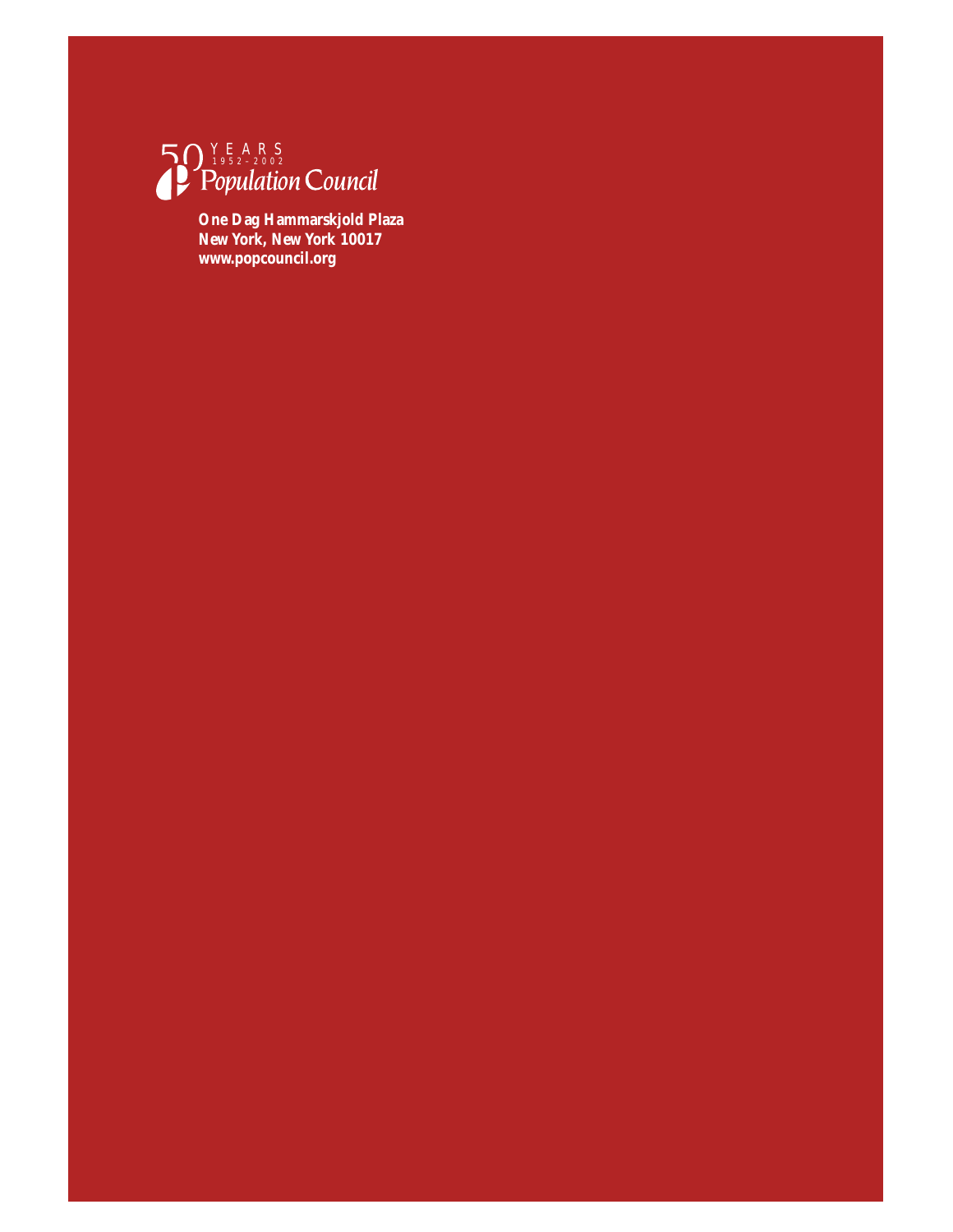50 YEARS 1952–2002

Population Council

**One Dag Hammarskjold Plaza**
**New York, New York 10017**
**www.popcouncil.org**